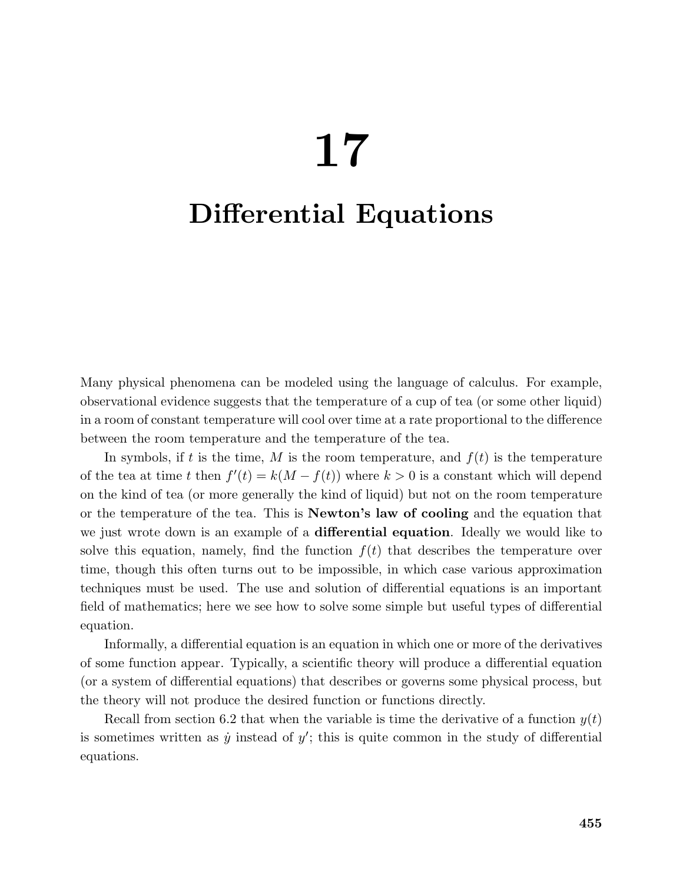# 17

# Differential Equations

Many physical phenomena can be modeled using the language of calculus. For example, observational evidence suggests that the temperature of a cup of tea (or some other liquid) in a room of constant temperature will cool over time at a rate proportional to the difference between the room temperature and the temperature of the tea.

In symbols, if $t$ is the time, $M$ is the room temperature, and $f(t)$ is the temperature of the tea at time $t$ then $f'(t) = k(M - f(t))$ where $k > 0$ is a constant which will depend on the kind of tea (or more generally the kind of liquid) but not on the room temperature or the temperature of the tea. This is **Newton's law of cooling** and the equation that we just wrote down is an example of a **differential equation**. Ideally we would like to solve this equation, namely, find the function $f(t)$ that describes the temperature over time, though this often turns out to be impossible, in which case various approximation techniques must be used. The use and solution of differential equations is an important field of mathematics; here we see how to solve some simple but useful types of differential equation.

Informally, a differential equation is an equation in which one or more of the derivatives of some function appear. Typically, a scientific theory will produce a differential equation (or a system of differential equations) that describes or governs some physical process, but the theory will not produce the desired function or functions directly.

Recall from section 6.2 that when the variable is time the derivative of a function $y(t)$ is sometimes written as $\dot{y}$ instead of $y'$; this is quite common in the study of differential equations.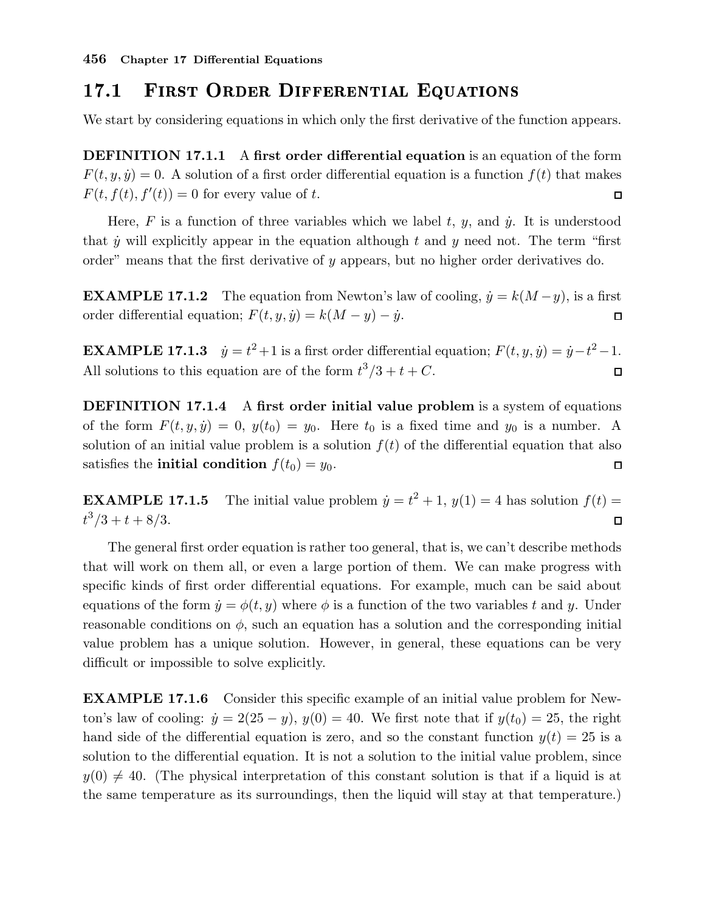## 17.1 First Order Differential Equations

We start by considering equations in which only the first derivative of the function appears.

**DEFINITION 17.1.1** A **first order differential equation** is an equation of the form $F(t, y, \dot{y}) = 0$. A solution of a first order differential equation is a function $f(t)$ that makes $F(t, f(t), f'(t)) = 0$ for every value of $t$. □

Here, $F$ is a function of three variables which we label $t$, $y$, and $\dot{y}$. It is understood that $\dot{y}$ will explicitly appear in the equation although $t$ and $y$ need not. The term "first order" means that the first derivative of $y$ appears, but no higher order derivatives do.

**EXAMPLE 17.1.2** The equation from Newton's law of cooling, $\dot{y} = k(M - y)$, is a first order differential equation; $F(t, y, \dot{y}) = k(M - y) - \dot{y}$. □

**EXAMPLE 17.1.3** $\dot{y} = t^2 + 1$ is a first order differential equation; $F(t, y, \dot{y}) = \dot{y} - t^2 - 1$. All solutions to this equation are of the form $t^3/3 + t + C$. □

**DEFINITION 17.1.4** A **first order initial value problem** is a system of equations of the form $F(t, y, \dot{y}) = 0$, $y(t_0) = y_0$. Here $t_0$ is a fixed time and $y_0$ is a number. A solution of an initial value problem is a solution $f(t)$ of the differential equation that also satisfies the **initial condition** $f(t_0) = y_0$. □

**EXAMPLE 17.1.5** The initial value problem $\dot{y} = t^2 + 1$, $y(1) = 4$ has solution $f(t) = t^3/3 + t + 8/3$. □

The general first order equation is rather too general, that is, we can't describe methods that will work on them all, or even a large portion of them. We can make progress with specific kinds of first order differential equations. For example, much can be said about equations of the form $\dot{y} = \phi(t, y)$ where $\phi$ is a function of the two variables $t$ and $y$. Under reasonable conditions on $\phi$, such an equation has a solution and the corresponding initial value problem has a unique solution. However, in general, these equations can be very difficult or impossible to solve explicitly.

**EXAMPLE 17.1.6** Consider this specific example of an initial value problem for Newton's law of cooling: $\dot{y} = 2(25 - y)$, $y(0) = 40$. We first note that if $y(t_0) = 25$, the right hand side of the differential equation is zero, and so the constant function $y(t) = 25$ is a solution to the differential equation. It is not a solution to the initial value problem, since $y(0) \neq 40$. (The physical interpretation of this constant solution is that if a liquid is at the same temperature as its surroundings, then the liquid will stay at that temperature.)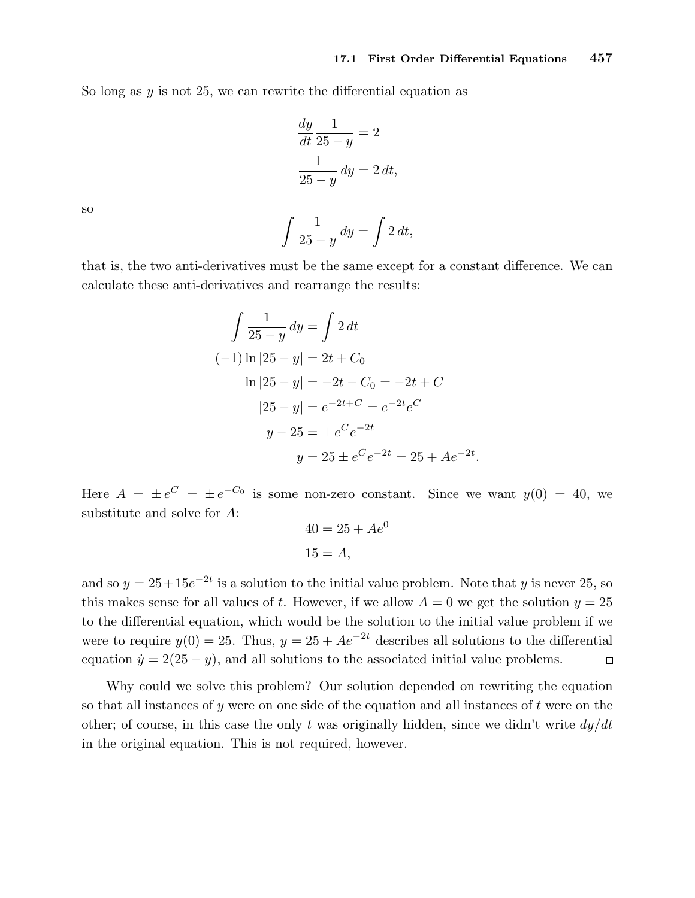So long as $y$ is not 25, we can rewrite the differential equation as

$$\begin{aligned}
\frac{dy}{dt}\frac{1}{25-y} &= 2 \\
\frac{1}{25-y}\,dy &= 2\,dt,
\end{aligned}$$

so

$$\int \frac{1}{25-y}\,dy = \int 2\,dt,$$

that is, the two anti-derivatives must be the same except for a constant difference. We can calculate these anti-derivatives and rearrange the results:

$$\begin{aligned}
\int \frac{1}{25-y}\,dy &= \int 2\,dt \\
(-1)\ln|25-y| &= 2t + C_0 \\
\ln|25-y| &= -2t - C_0 = -2t + C \\
|25-y| &= e^{-2t+C} = e^{-2t}e^{C} \\
y - 25 &= \pm\, e^{C}e^{-2t} \\
y &= 25 \pm e^{C}e^{-2t} = 25 + Ae^{-2t}.
\end{aligned}$$

Here $A = \pm\, e^{C} = \pm\, e^{-C_0}$ is some non-zero constant. Since we want $y(0) = 40$, we substitute and solve for $A$:

$$\begin{aligned}
40 &= 25 + Ae^{0} \\
15 &= A,
\end{aligned}$$

and so $y = 25 + 15e^{-2t}$ is a solution to the initial value problem. Note that $y$ is never 25, so this makes sense for all values of $t$. However, if we allow $A = 0$ we get the solution $y = 25$ to the differential equation, which would be the solution to the initial value problem if we were to require $y(0) = 25$. Thus, $y = 25 + Ae^{-2t}$ describes all solutions to the differential equation $\dot{y} = 2(25 - y)$, and all solutions to the associated initial value problems. □

Why could we solve this problem? Our solution depended on rewriting the equation so that all instances of $y$ were on one side of the equation and all instances of $t$ were on the other; of course, in this case the only $t$ was originally hidden, since we didn't write $dy/dt$ in the original equation. This is not required, however.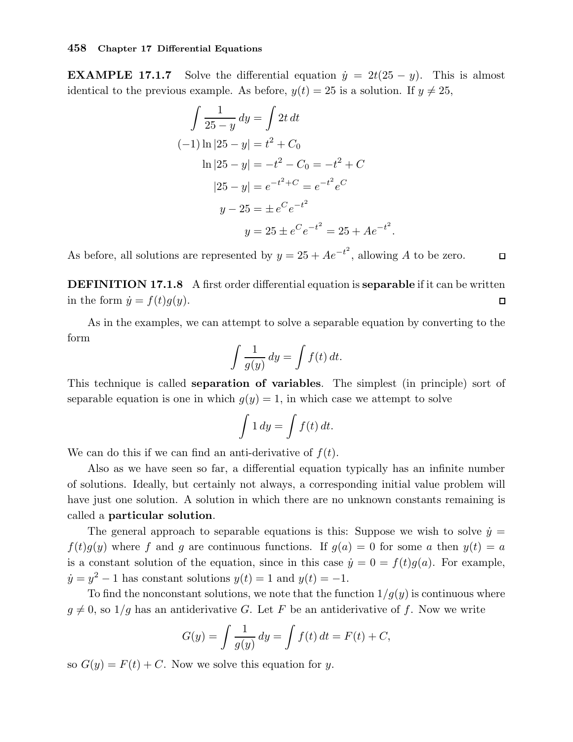**EXAMPLE 17.1.7** Solve the differential equation $\dot{y} = 2t(25 - y)$. This is almost identical to the previous example. As before, $y(t) = 25$ is a solution. If $y \neq 25$,

$$\int \frac{1}{25-y}\,dy = \int 2t\,dt$$

$$(-1)\ln|25-y| = t^2 + C_0$$

$$\ln|25-y| = -t^2 - C_0 = -t^2 + C$$

$$|25-y| = e^{-t^2+C} = e^{-t^2}e^C$$

$$y - 25 = \pm\, e^C e^{-t^2}$$

$$y = 25 \pm e^C e^{-t^2} = 25 + Ae^{-t^2}.$$

As before, all solutions are represented by $y = 25 + Ae^{-t^2}$, allowing $A$ to be zero. □

**DEFINITION 17.1.8** A first order differential equation is **separable** if it can be written in the form $\dot{y} = f(t)g(y)$. □

As in the examples, we can attempt to solve a separable equation by converting to the form

$$\int \frac{1}{g(y)}\,dy = \int f(t)\,dt.$$

This technique is called **separation of variables**. The simplest (in principle) sort of separable equation is one in which $g(y) = 1$, in which case we attempt to solve

$$\int 1\,dy = \int f(t)\,dt.$$

We can do this if we can find an anti-derivative of $f(t)$.

Also as we have seen so far, a differential equation typically has an infinite number of solutions. Ideally, but certainly not always, a corresponding initial value problem will have just one solution. A solution in which there are no unknown constants remaining is called a **particular solution**.

The general approach to separable equations is this: Suppose we wish to solve $\dot{y} = f(t)g(y)$ where $f$ and $g$ are continuous functions. If $g(a) = 0$ for some $a$ then $y(t) = a$ is a constant solution of the equation, since in this case $\dot{y} = 0 = f(t)g(a)$. For example, $\dot{y} = y^2 - 1$ has constant solutions $y(t) = 1$ and $y(t) = -1$.

To find the nonconstant solutions, we note that the function $1/g(y)$ is continuous where $g \neq 0$, so $1/g$ has an antiderivative $G$. Let $F$ be an antiderivative of $f$. Now we write

$$G(y) = \int \frac{1}{g(y)}\,dy = \int f(t)\,dt = F(t) + C,$$

so $G(y) = F(t) + C$. Now we solve this equation for $y$.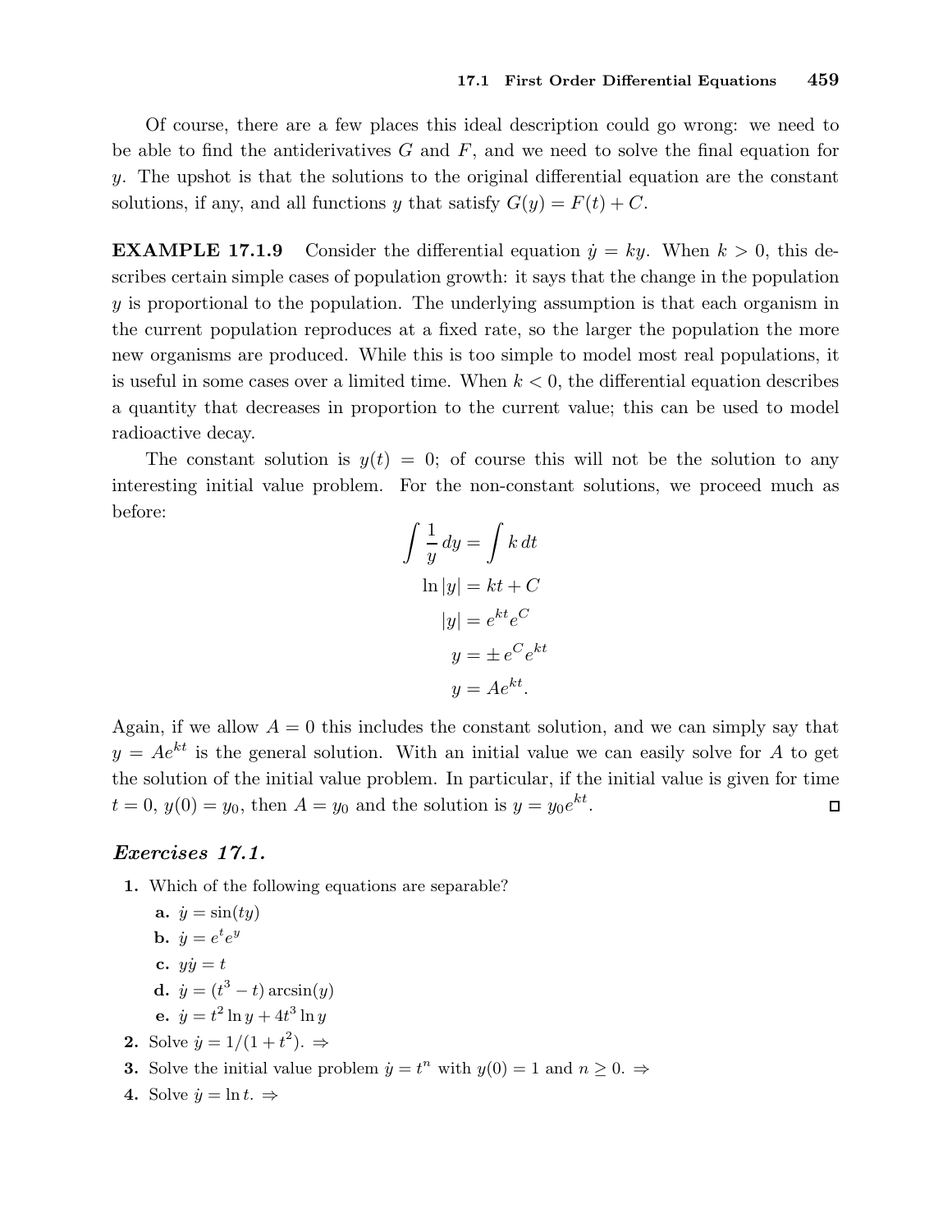Of course, there are a few places this ideal description could go wrong: we need to be able to find the antiderivatives $G$ and $F$, and we need to solve the final equation for $y$. The upshot is that the solutions to the original differential equation are the constant solutions, if any, and all functions $y$ that satisfy $G(y) = F(t) + C$.

**EXAMPLE 17.1.9** Consider the differential equation $\dot{y} = ky$. When $k > 0$, this describes certain simple cases of population growth: it says that the change in the population $y$ is proportional to the population. The underlying assumption is that each organism in the current population reproduces at a fixed rate, so the larger the population the more new organisms are produced. While this is too simple to model most real populations, it is useful in some cases over a limited time. When $k < 0$, the differential equation describes a quantity that decreases in proportion to the current value; this can be used to model radioactive decay.

The constant solution is $y(t) = 0$; of course this will not be the solution to any interesting initial value problem. For the non-constant solutions, we proceed much as before:

$$\begin{aligned}
\int \frac{1}{y}\,dy &= \int k\,dt \\
\ln|y| &= kt + C \\
|y| &= e^{kt}e^{C} \\
y &= \pm\, e^{C}e^{kt} \\
y &= Ae^{kt}.
\end{aligned}$$

Again, if we allow $A = 0$ this includes the constant solution, and we can simply say that $y = Ae^{kt}$ is the general solution. With an initial value we can easily solve for $A$ to get the solution of the initial value problem. In particular, if the initial value is given for time $t = 0$, $y(0) = y_0$, then $A = y_0$ and the solution is $y = y_0 e^{kt}$. □

## *Exercises 17.1.*

**1.** Which of the following equations are separable?

- **a.** $\dot{y} = \sin(ty)$
- **b.** $\dot{y} = e^t e^y$
- **c.** $y\dot{y} = t$
- **d.** $\dot{y} = (t^3 - t)\arcsin(y)$
- **e.** $\dot{y} = t^2 \ln y + 4t^3 \ln y$

**2.** Solve $\dot{y} = 1/(1 + t^2)$. ⇒

**3.** Solve the initial value problem $\dot{y} = t^n$ with $y(0) = 1$ and $n \geq 0$. ⇒

**4.** Solve $\dot{y} = \ln t$. ⇒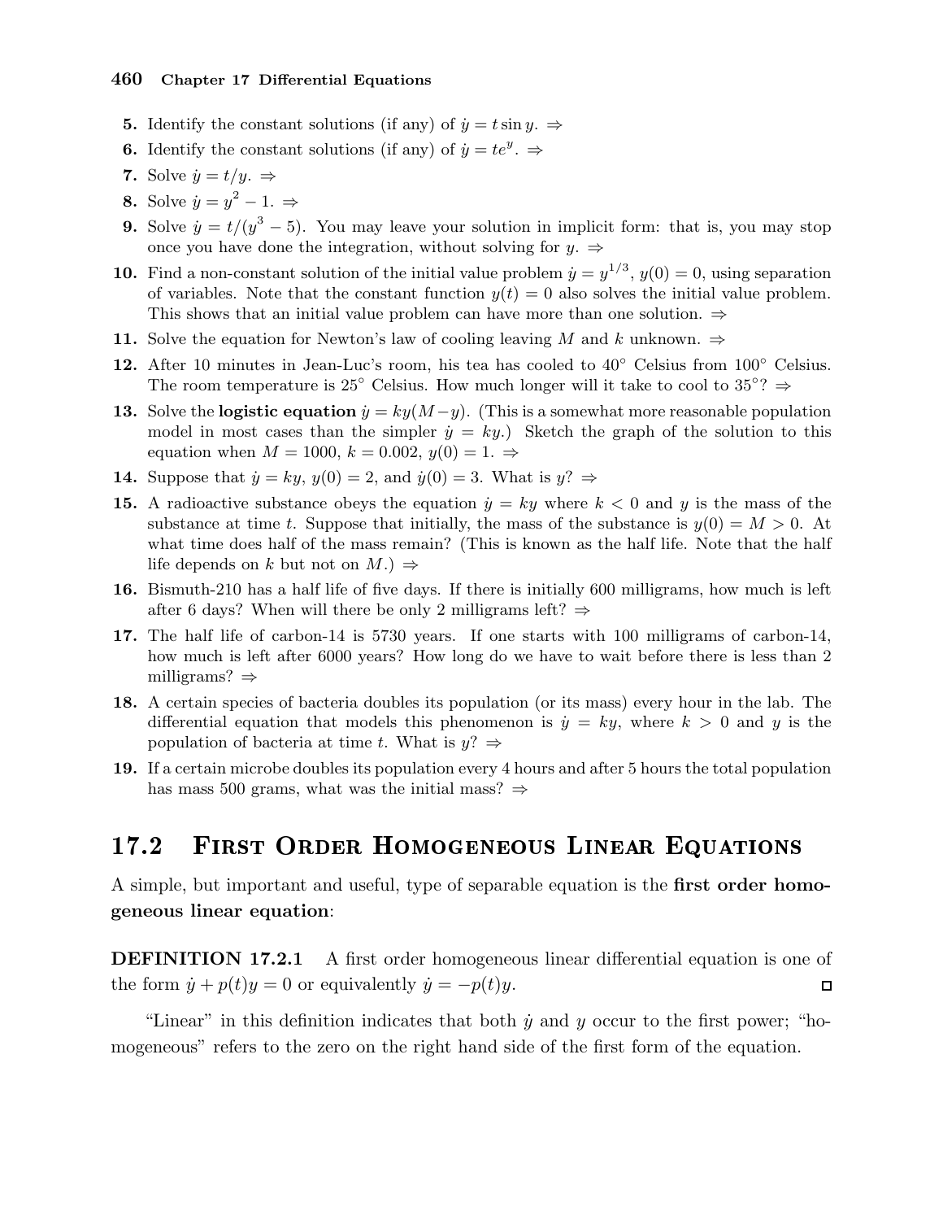**5.** Identify the constant solutions (if any) of $\dot{y} = t \sin y$. ⇒

**6.** Identify the constant solutions (if any) of $\dot{y} = te^y$. ⇒

**7.** Solve $\dot{y} = t/y$. ⇒

**8.** Solve $\dot{y} = y^2 - 1$. ⇒

**9.** Solve $\dot{y} = t/(y^3 - 5)$. You may leave your solution in implicit form: that is, you may stop once you have done the integration, without solving for $y$. ⇒

**10.** Find a non-constant solution of the initial value problem $\dot{y} = y^{1/3}$, $y(0) = 0$, using separation of variables. Note that the constant function $y(t) = 0$ also solves the initial value problem. This shows that an initial value problem can have more than one solution. ⇒

**11.** Solve the equation for Newton's law of cooling leaving $M$ and $k$ unknown. ⇒

**12.** After 10 minutes in Jean-Luc's room, his tea has cooled to 40° Celsius from 100° Celsius. The room temperature is 25° Celsius. How much longer will it take to cool to 35°? ⇒

**13.** Solve the **logistic equation** $\dot{y} = ky(M-y)$. (This is a somewhat more reasonable population model in most cases than the simpler $\dot{y} = ky$.) Sketch the graph of the solution to this equation when $M = 1000$, $k = 0.002$, $y(0) = 1$. ⇒

**14.** Suppose that $\dot{y} = ky$, $y(0) = 2$, and $\dot{y}(0) = 3$. What is $y$? ⇒

**15.** A radioactive substance obeys the equation $\dot{y} = ky$ where $k < 0$ and $y$ is the mass of the substance at time $t$. Suppose that initially, the mass of the substance is $y(0) = M > 0$. At what time does half of the mass remain? (This is known as the half life. Note that the half life depends on $k$ but not on $M$.) ⇒

**16.** Bismuth-210 has a half life of five days. If there is initially 600 milligrams, how much is left after 6 days? When will there be only 2 milligrams left? ⇒

**17.** The half life of carbon-14 is 5730 years. If one starts with 100 milligrams of carbon-14, how much is left after 6000 years? How long do we have to wait before there is less than 2 milligrams? ⇒

**18.** A certain species of bacteria doubles its population (or its mass) every hour in the lab. The differential equation that models this phenomenon is $\dot{y} = ky$, where $k > 0$ and $y$ is the population of bacteria at time $t$. What is $y$? ⇒

**19.** If a certain microbe doubles its population every 4 hours and after 5 hours the total population has mass 500 grams, what was the initial mass? ⇒

## 17.2 First Order Homogeneous Linear Equations

A simple, but important and useful, type of separable equation is the **first order homogeneous linear equation**:

**DEFINITION 17.2.1** A first order homogeneous linear differential equation is one of the form $\dot{y} + p(t)y = 0$ or equivalently $\dot{y} = -p(t)y$. □

"Linear" in this definition indicates that both $\dot{y}$ and $y$ occur to the first power; "homogeneous" refers to the zero on the right hand side of the first form of the equation.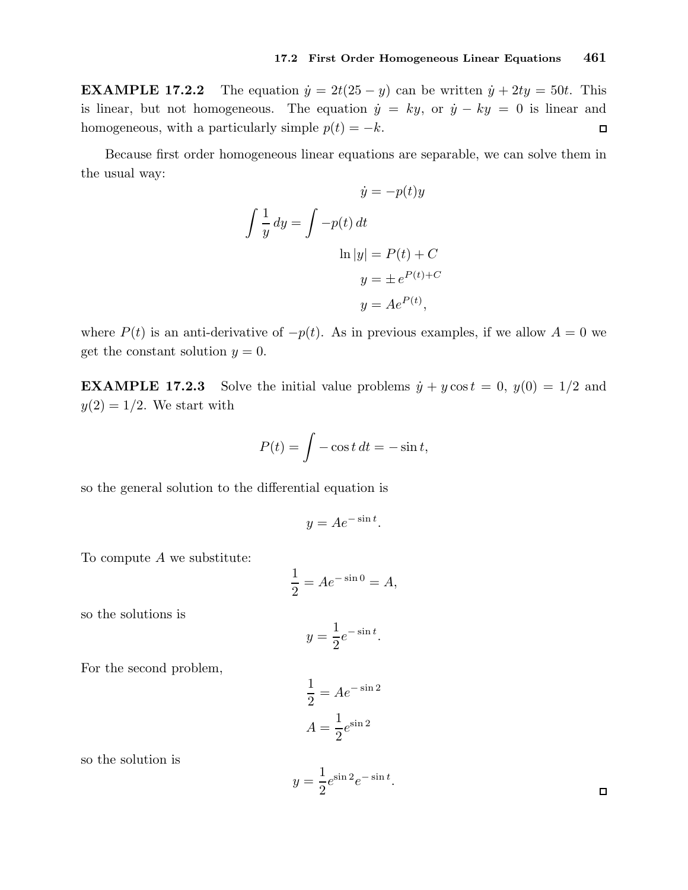**EXAMPLE 17.2.2** The equation $\dot{y} = 2t(25 - y)$ can be written $\dot{y} + 2ty = 50t$. This is linear, but not homogeneous. The equation $\dot{y} = ky$, or $\dot{y} - ky = 0$ is linear and homogeneous, with a particularly simple $p(t) = -k$. □

Because first order homogeneous linear equations are separable, we can solve them in the usual way:

$$
\begin{aligned}
\dot{y} &= -p(t)y \\
\int \frac{1}{y}\,dy &= \int -p(t)\,dt \\
\ln|y| &= P(t) + C \\
y &= \pm\, e^{P(t)+C} \\
y &= Ae^{P(t)},
\end{aligned}
$$

where $P(t)$ is an anti-derivative of $-p(t)$. As in previous examples, if we allow $A = 0$ we get the constant solution $y = 0$.

**EXAMPLE 17.2.3** Solve the initial value problems $\dot{y} + y\cos t = 0$, $y(0) = 1/2$ and $y(2) = 1/2$. We start with

$$P(t) = \int -\cos t\,dt = -\sin t,$$

so the general solution to the differential equation is

$$y = Ae^{-\sin t}.$$

To compute $A$ we substitute:

$$\frac{1}{2} = Ae^{-\sin 0} = A,$$

so the solutions is

$$y = \frac{1}{2}e^{-\sin t}.$$

For the second problem,

$$
\begin{aligned}
\frac{1}{2} &= Ae^{-\sin 2} \\
A &= \frac{1}{2}e^{\sin 2}
\end{aligned}
$$

so the solution is

$$y = \frac{1}{2}e^{\sin 2}e^{-\sin t}.$$

□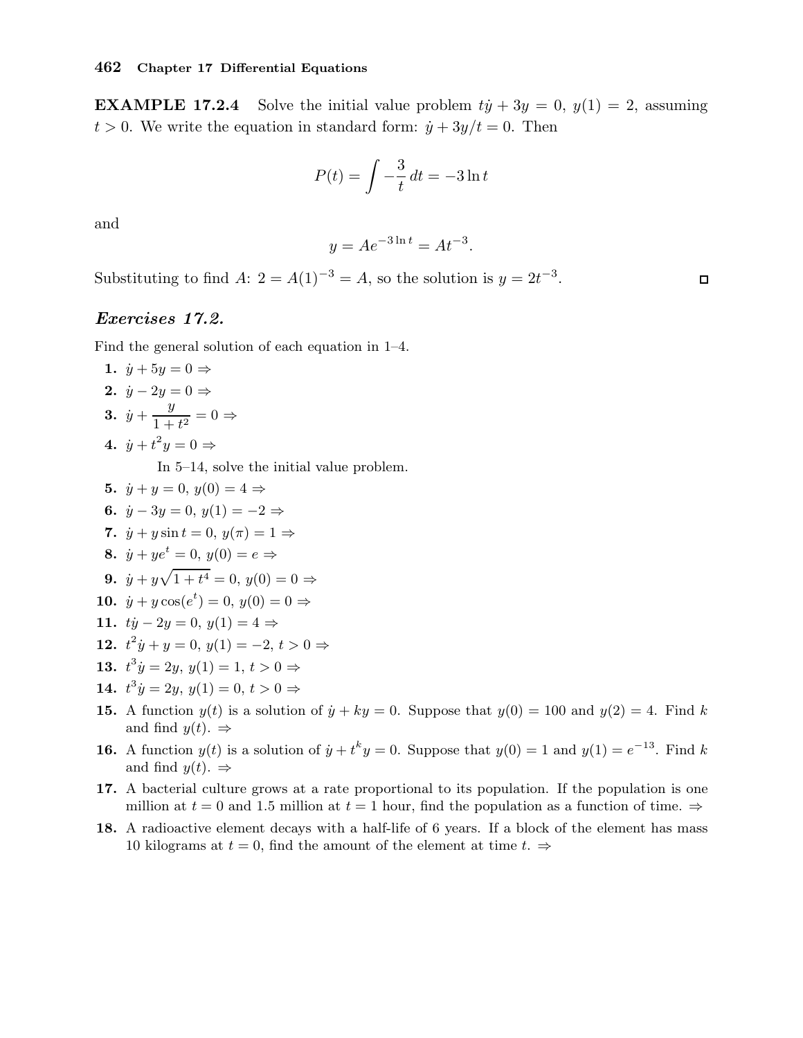**EXAMPLE 17.2.4** Solve the initial value problem $t\dot{y} + 3y = 0$, $y(1) = 2$, assuming $t > 0$. We write the equation in standard form: $\dot{y} + 3y/t = 0$. Then

$$P(t) = \int -\frac{3}{t}\,dt = -3\ln t$$

and

$$y = Ae^{-3\ln t} = At^{-3}.$$

Substituting to find $A$: $2 = A(1)^{-3} = A$, so the solution is $y = 2t^{-3}$. □

### *Exercises 17.2.*

Find the general solution of each equation in 1–4.

**1.** $\dot{y} + 5y = 0 \Rightarrow$

**2.** $\dot{y} - 2y = 0 \Rightarrow$

**3.** $\dot{y} + \dfrac{y}{1+t^2} = 0 \Rightarrow$

**4.** $\dot{y} + t^2 y = 0 \Rightarrow$

In 5–14, solve the initial value problem.

**5.** $\dot{y} + y = 0$, $y(0) = 4 \Rightarrow$

**6.** $\dot{y} - 3y = 0$, $y(1) = -2 \Rightarrow$

**7.** $\dot{y} + y\sin t = 0$, $y(\pi) = 1 \Rightarrow$

**8.** $\dot{y} + ye^t = 0$, $y(0) = e \Rightarrow$

**9.** $\dot{y} + y\sqrt{1+t^4} = 0$, $y(0) = 0 \Rightarrow$

**10.** $\dot{y} + y\cos(e^t) = 0$, $y(0) = 0 \Rightarrow$

**11.** $t\dot{y} - 2y = 0$, $y(1) = 4 \Rightarrow$

**12.** $t^2\dot{y} + y = 0$, $y(1) = -2$, $t > 0 \Rightarrow$

**13.** $t^3\dot{y} = 2y$, $y(1) = 1$, $t > 0 \Rightarrow$

**14.** $t^3\dot{y} = 2y$, $y(1) = 0$, $t > 0 \Rightarrow$

**15.** A function $y(t)$ is a solution of $\dot{y} + ky = 0$. Suppose that $y(0) = 100$ and $y(2) = 4$. Find $k$ and find $y(t)$. $\Rightarrow$

**16.** A function $y(t)$ is a solution of $\dot{y} + t^k y = 0$. Suppose that $y(0) = 1$ and $y(1) = e^{-13}$. Find $k$ and find $y(t)$. $\Rightarrow$

**17.** A bacterial culture grows at a rate proportional to its population. If the population is one million at $t = 0$ and 1.5 million at $t = 1$ hour, find the population as a function of time. $\Rightarrow$

**18.** A radioactive element decays with a half-life of 6 years. If a block of the element has mass 10 kilograms at $t = 0$, find the amount of the element at time $t$. $\Rightarrow$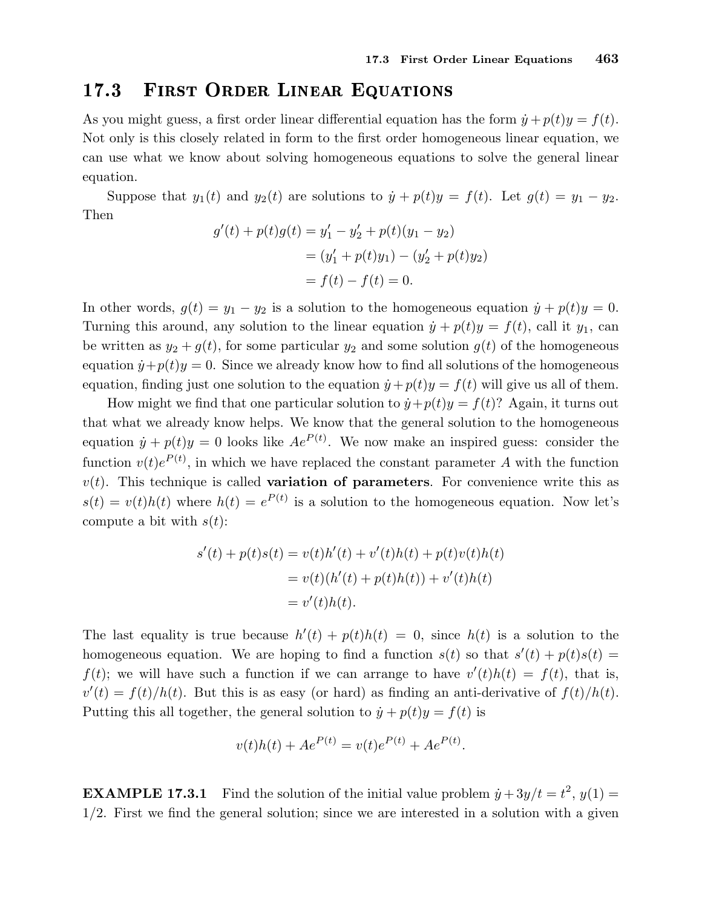## 17.3 First Order Linear Equations

As you might guess, a first order linear differential equation has the form $\dot{y} + p(t)y = f(t)$. Not only is this closely related in form to the first order homogeneous linear equation, we can use what we know about solving homogeneous equations to solve the general linear equation.

Suppose that $y_1(t)$ and $y_2(t)$ are solutions to $\dot{y} + p(t)y = f(t)$. Let $g(t) = y_1 - y_2$. Then

$$
\begin{aligned}
g'(t) + p(t)g(t) &= y_1' - y_2' + p(t)(y_1 - y_2) \\
&= (y_1' + p(t)y_1) - (y_2' + p(t)y_2) \\
&= f(t) - f(t) = 0.
\end{aligned}
$$

In other words, $g(t) = y_1 - y_2$ is a solution to the homogeneous equation $\dot{y} + p(t)y = 0$. Turning this around, any solution to the linear equation $\dot{y} + p(t)y = f(t)$, call it $y_1$, can be written as $y_2 + g(t)$, for some particular $y_2$ and some solution $g(t)$ of the homogeneous equation $\dot{y} + p(t)y = 0$. Since we already know how to find all solutions of the homogeneous equation, finding just one solution to the equation $\dot{y} + p(t)y = f(t)$ will give us all of them.

How might we find that one particular solution to $\dot{y} + p(t)y = f(t)$? Again, it turns out that what we already know helps. We know that the general solution to the homogeneous equation $\dot{y} + p(t)y = 0$ looks like $Ae^{P(t)}$. We now make an inspired guess: consider the function $v(t)e^{P(t)}$, in which we have replaced the constant parameter $A$ with the function $v(t)$. This technique is called **variation of parameters**. For convenience write this as $s(t) = v(t)h(t)$ where $h(t) = e^{P(t)}$ is a solution to the homogeneous equation. Now let's compute a bit with $s(t)$:

$$
\begin{aligned}
s'(t) + p(t)s(t) &= v(t)h'(t) + v'(t)h(t) + p(t)v(t)h(t) \\
&= v(t)(h'(t) + p(t)h(t)) + v'(t)h(t) \\
&= v'(t)h(t).
\end{aligned}
$$

The last equality is true because $h'(t) + p(t)h(t) = 0$, since $h(t)$ is a solution to the homogeneous equation. We are hoping to find a function $s(t)$ so that $s'(t) + p(t)s(t) = f(t)$; we will have such a function if we can arrange to have $v'(t)h(t) = f(t)$, that is, $v'(t) = f(t)/h(t)$. But this is as easy (or hard) as finding an anti-derivative of $f(t)/h(t)$. Putting this all together, the general solution to $\dot{y} + p(t)y = f(t)$ is

$$
v(t)h(t) + Ae^{P(t)} = v(t)e^{P(t)} + Ae^{P(t)}.
$$

**EXAMPLE 17.3.1** Find the solution of the initial value problem $\dot{y} + 3y/t = t^2$, $y(1) = 1/2$. First we find the general solution; since we are interested in a solution with a given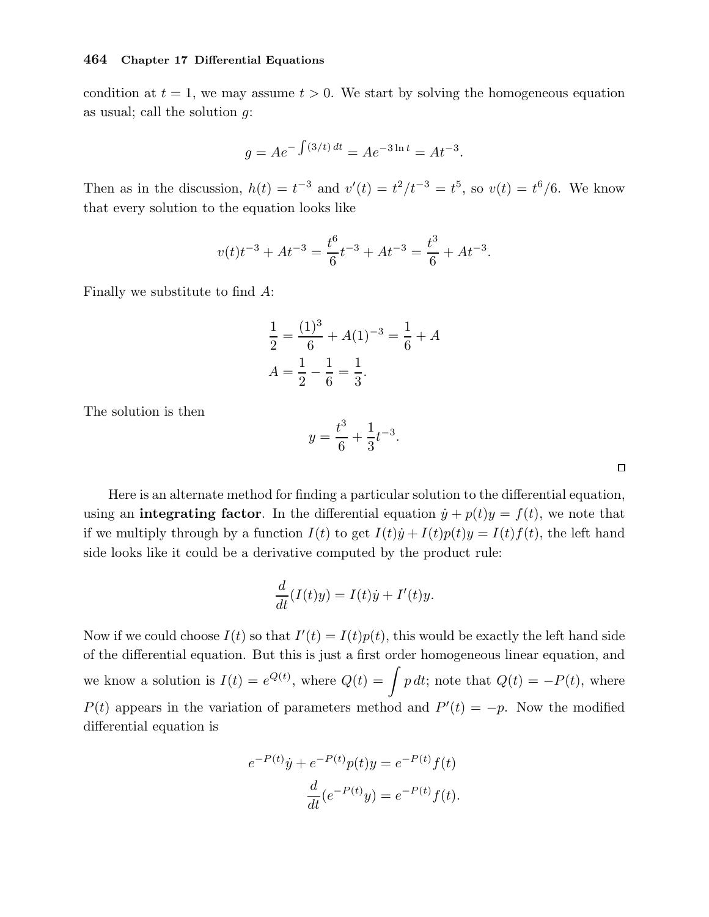condition at $t = 1$, we may assume $t > 0$. We start by solving the homogeneous equation as usual; call the solution $g$:

$$g = Ae^{-\int (3/t)\,dt} = Ae^{-3\ln t} = At^{-3}.$$

Then as in the discussion, $h(t) = t^{-3}$ and $v'(t) = t^2/t^{-3} = t^5$, so $v(t) = t^6/6$. We know that every solution to the equation looks like

$$v(t)t^{-3} + At^{-3} = \frac{t^6}{6}t^{-3} + At^{-3} = \frac{t^3}{6} + At^{-3}.$$

Finally we substitute to find $A$:

$$\frac{1}{2} = \frac{(1)^3}{6} + A(1)^{-3} = \frac{1}{6} + A$$
$$A = \frac{1}{2} - \frac{1}{6} = \frac{1}{3}.$$

The solution is then

$$y = \frac{t^3}{6} + \frac{1}{3}t^{-3}.$$

□

Here is an alternate method for finding a particular solution to the differential equation, using an **integrating factor**. In the differential equation $\dot{y} + p(t)y = f(t)$, we note that if we multiply through by a function $I(t)$ to get $I(t)\dot{y} + I(t)p(t)y = I(t)f(t)$, the left hand side looks like it could be a derivative computed by the product rule:

$$\frac{d}{dt}(I(t)y) = I(t)\dot{y} + I'(t)y.$$

Now if we could choose $I(t)$ so that $I'(t) = I(t)p(t)$, this would be exactly the left hand side of the differential equation. But this is just a first order homogeneous linear equation, and we know a solution is $I(t) = e^{Q(t)}$, where $Q(t) = \int p\,dt$; note that $Q(t) = -P(t)$, where $P(t)$ appears in the variation of parameters method and $P'(t) = -p$. Now the modified differential equation is

$$e^{-P(t)}\dot{y} + e^{-P(t)}p(t)y = e^{-P(t)}f(t)$$
$$\frac{d}{dt}(e^{-P(t)}y) = e^{-P(t)}f(t).$$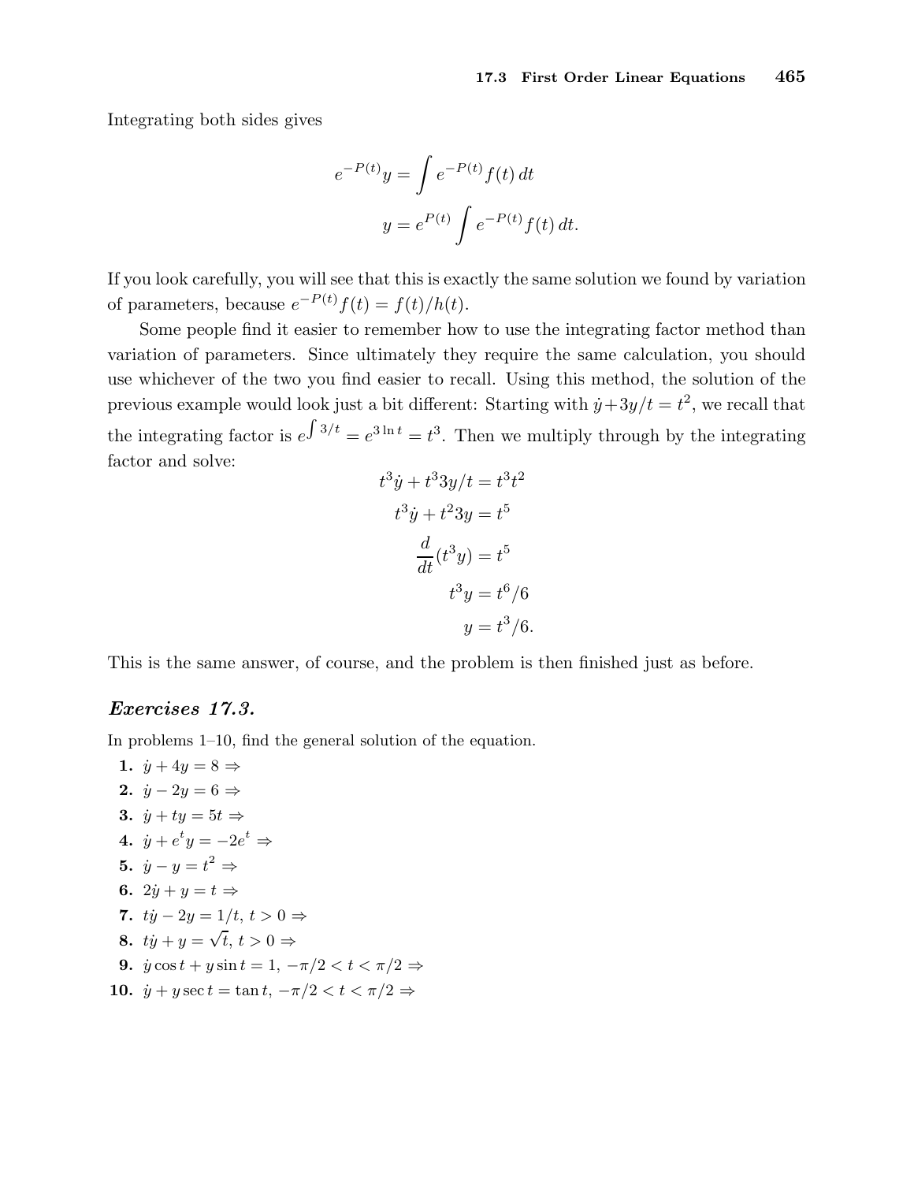Integrating both sides gives

$$e^{-P(t)}y = \int e^{-P(t)} f(t)\, dt$$

$$y = e^{P(t)} \int e^{-P(t)} f(t)\, dt.$$

If you look carefully, you will see that this is exactly the same solution we found by variation of parameters, because $e^{-P(t)}f(t) = f(t)/h(t)$.

Some people find it easier to remember how to use the integrating factor method than variation of parameters. Since ultimately they require the same calculation, you should use whichever of the two you find easier to recall. Using this method, the solution of the previous example would look just a bit different: Starting with $\dot{y} + 3y/t = t^2$, we recall that the integrating factor is $e^{\int 3/t} = e^{3\ln t} = t^3$. Then we multiply through by the integrating factor and solve:

$$t^3\dot{y} + t^3 3y/t = t^3t^2$$

$$t^3\dot{y} + t^2 3y = t^5$$

$$\frac{d}{dt}(t^3y) = t^5$$

$$t^3y = t^6/6$$

$$y = t^3/6.$$

This is the same answer, of course, and the problem is then finished just as before.

### *Exercises 17.3.*

In problems 1–10, find the general solution of the equation.

**1.** $\dot{y} + 4y = 8 \Rightarrow$

**2.** $\dot{y} - 2y = 6 \Rightarrow$

**3.** $\dot{y} + ty = 5t \Rightarrow$

**4.** $\dot{y} + e^t y = -2e^t \Rightarrow$

**5.** $\dot{y} - y = t^2 \Rightarrow$

**6.** $2\dot{y} + y = t \Rightarrow$

**7.** $t\dot{y} - 2y = 1/t$, $t > 0 \Rightarrow$

**8.** $t\dot{y} + y = \sqrt{t}$, $t > 0 \Rightarrow$

**9.** $\dot{y}\cos t + y\sin t = 1$, $-\pi/2 < t < \pi/2 \Rightarrow$

**10.** $\dot{y} + y\sec t = \tan t$, $-\pi/2 < t < \pi/2 \Rightarrow$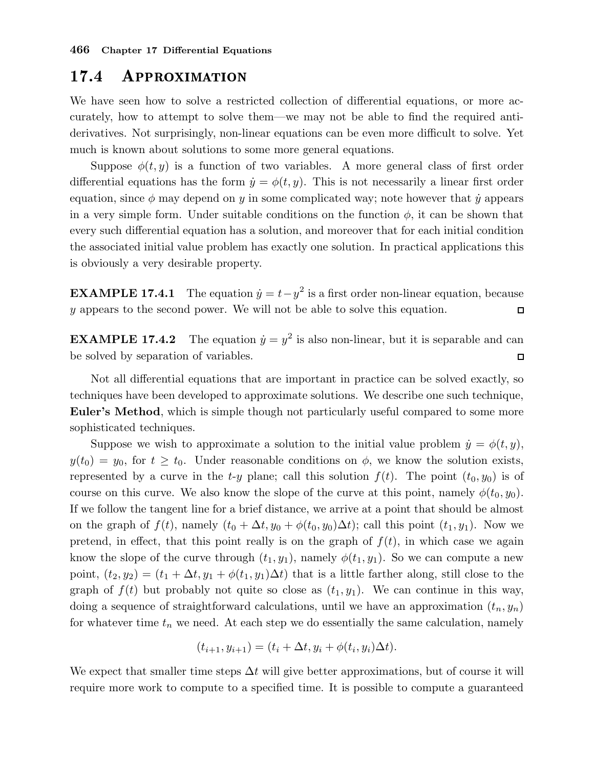## 17.4 Approximation

We have seen how to solve a restricted collection of differential equations, or more accurately, how to attempt to solve them—we may not be able to find the required antiderivatives. Not surprisingly, non-linear equations can be even more difficult to solve. Yet much is known about solutions to some more general equations.

Suppose $\phi(t, y)$ is a function of two variables. A more general class of first order differential equations has the form $\dot{y} = \phi(t, y)$. This is not necessarily a linear first order equation, since $\phi$ may depend on $y$ in some complicated way; note however that $\dot{y}$ appears in a very simple form. Under suitable conditions on the function $\phi$, it can be shown that every such differential equation has a solution, and moreover that for each initial condition the associated initial value problem has exactly one solution. In practical applications this is obviously a very desirable property.

**EXAMPLE 17.4.1** The equation $\dot{y} = t - y^2$ is a first order non-linear equation, because $y$ appears to the second power. We will not be able to solve this equation. □

**EXAMPLE 17.4.2** The equation $\dot{y} = y^2$ is also non-linear, but it is separable and can be solved by separation of variables. □

Not all differential equations that are important in practice can be solved exactly, so techniques have been developed to approximate solutions. We describe one such technique, **Euler's Method**, which is simple though not particularly useful compared to some more sophisticated techniques.

Suppose we wish to approximate a solution to the initial value problem $\dot{y} = \phi(t, y)$, $y(t_0) = y_0$, for $t \geq t_0$. Under reasonable conditions on $\phi$, we know the solution exists, represented by a curve in the $t$-$y$ plane; call this solution $f(t)$. The point $(t_0, y_0)$ is of course on this curve. We also know the slope of the curve at this point, namely $\phi(t_0, y_0)$. If we follow the tangent line for a brief distance, we arrive at a point that should be almost on the graph of $f(t)$, namely $(t_0 + \Delta t, y_0 + \phi(t_0, y_0)\Delta t)$; call this point $(t_1, y_1)$. Now we pretend, in effect, that this point really is on the graph of $f(t)$, in which case we again know the slope of the curve through $(t_1, y_1)$, namely $\phi(t_1, y_1)$. So we can compute a new point, $(t_2, y_2) = (t_1 + \Delta t, y_1 + \phi(t_1, y_1)\Delta t)$ that is a little farther along, still close to the graph of $f(t)$ but probably not quite so close as $(t_1, y_1)$. We can continue in this way, doing a sequence of straightforward calculations, until we have an approximation $(t_n, y_n)$ for whatever time $t_n$ we need. At each step we do essentially the same calculation, namely

$$(t_{i+1}, y_{i+1}) = (t_i + \Delta t, y_i + \phi(t_i, y_i)\Delta t).$$

We expect that smaller time steps $\Delta t$ will give better approximations, but of course it will require more work to compute to a specified time. It is possible to compute a guaranteed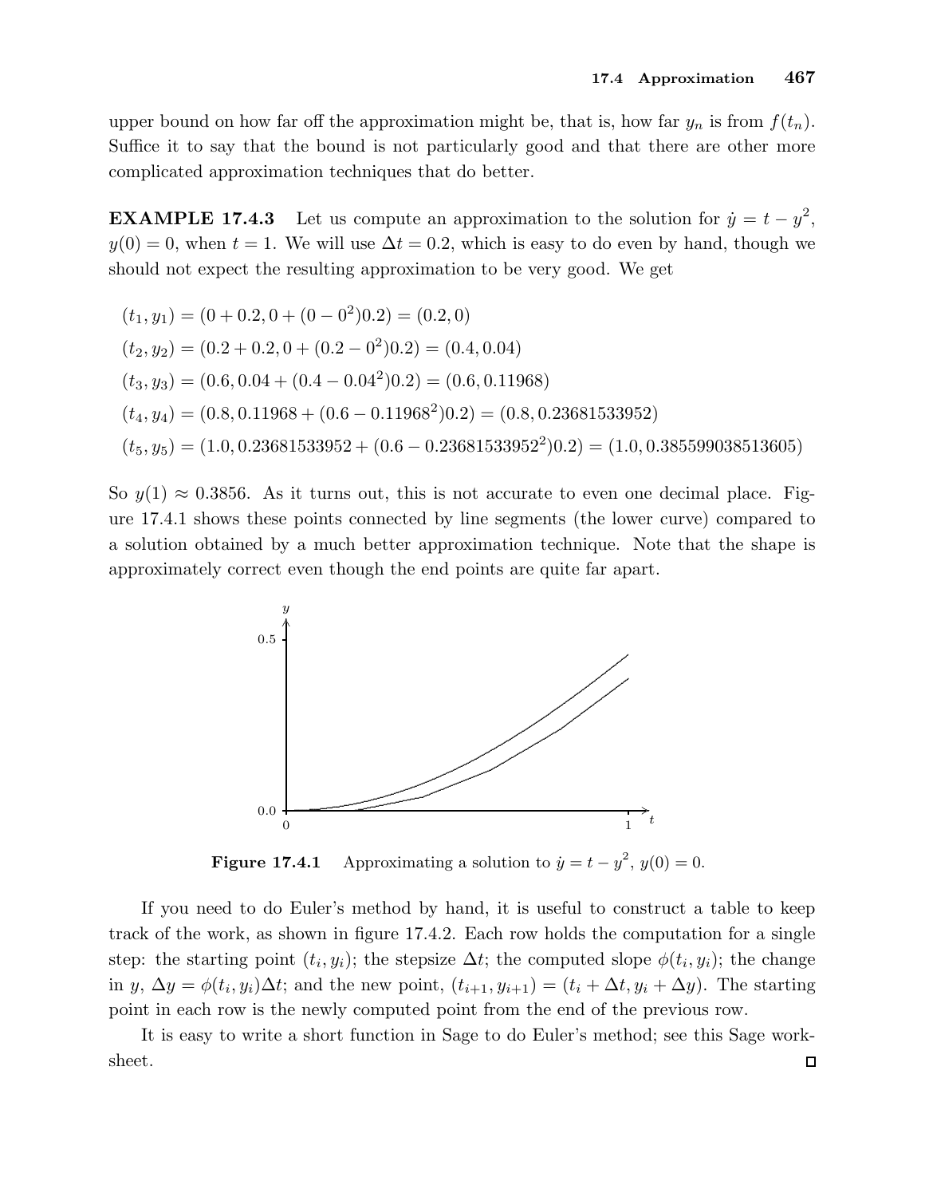upper bound on how far off the approximation might be, that is, how far $y_n$ is from $f(t_n)$. Suffice it to say that the bound is not particularly good and that there are other more complicated approximation techniques that do better.

**EXAMPLE 17.4.3** Let us compute an approximation to the solution for $\dot{y} = t - y^2$, $y(0) = 0$, when $t = 1$. We will use $\Delta t = 0.2$, which is easy to do even by hand, though we should not expect the resulting approximation to be very good. We get

$$
\begin{aligned}
(t_1, y_1) &= (0 + 0.2, 0 + (0 - 0^2)0.2) = (0.2, 0) \\
(t_2, y_2) &= (0.2 + 0.2, 0 + (0.2 - 0^2)0.2) = (0.4, 0.04) \\
(t_3, y_3) &= (0.6, 0.04 + (0.4 - 0.04^2)0.2) = (0.6, 0.11968) \\
(t_4, y_4) &= (0.8, 0.11968 + (0.6 - 0.11968^2)0.2) = (0.8, 0.23681533952) \\
(t_5, y_5) &= (1.0, 0.23681533952 + (0.6 - 0.23681533952^2)0.2) = (1.0, 0.385599038513605)
\end{aligned}
$$

So $y(1) \approx 0.3856$. As it turns out, this is not accurate to even one decimal place. Figure 17.4.1 shows these points connected by line segments (the lower curve) compared to a solution obtained by a much better approximation technique. Note that the shape is approximately correct even though the end points are quite far apart.

**Figure 17.4.1** Approximating a solution to $\dot{y} = t - y^2$, $y(0) = 0$.

If you need to do Euler's method by hand, it is useful to construct a table to keep track of the work, as shown in figure 17.4.2. Each row holds the computation for a single step: the starting point $(t_i, y_i)$; the stepsize $\Delta t$; the computed slope $\phi(t_i, y_i)$; the change in $y$, $\Delta y = \phi(t_i, y_i)\Delta t$; and the new point, $(t_{i+1}, y_{i+1}) = (t_i + \Delta t, y_i + \Delta y)$. The starting point in each row is the newly computed point from the end of the previous row.

It is easy to write a short function in Sage to do Euler's method; see this Sage worksheet. □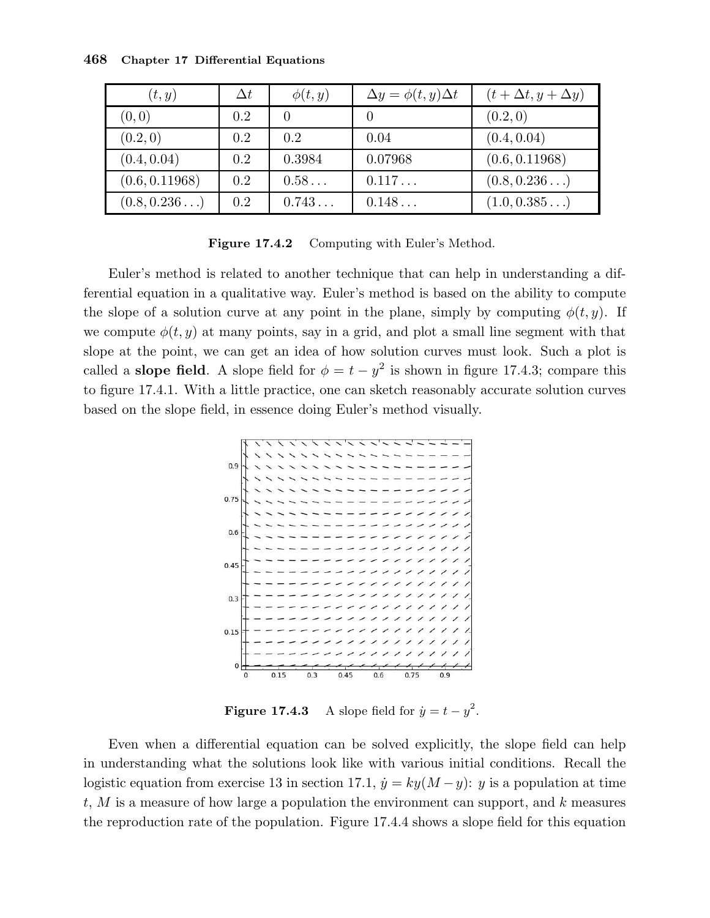| $(t, y)$ | $\Delta t$ | $\phi(t, y)$ | $\Delta y = \phi(t, y)\Delta t$ | $(t + \Delta t, y + \Delta y)$ |
|---|---|---|---|---|
| $(0, 0)$ | 0.2 | 0 | 0 | $(0.2, 0)$ |
| $(0.2, 0)$ | 0.2 | 0.2 | 0.04 | $(0.4, 0.04)$ |
| $(0.4, 0.04)$ | 0.2 | 0.3984 | 0.07968 | $(0.6, 0.11968)$ |
| $(0.6, 0.11968)$ | 0.2 | $0.58\ldots$ | $0.117\ldots$ | $(0.8, 0.236\ldots)$ |
| $(0.8, 0.236\ldots)$ | 0.2 | $0.743\ldots$ | $0.148\ldots$ | $(1.0, 0.385\ldots)$ |

**Figure 17.4.2** Computing with Euler's Method.

Euler's method is related to another technique that can help in understanding a differential equation in a qualitative way. Euler's method is based on the ability to compute the slope of a solution curve at any point in the plane, simply by computing $\phi(t, y)$. If we compute $\phi(t, y)$ at many points, say in a grid, and plot a small line segment with that slope at the point, we can get an idea of how solution curves must look. Such a plot is called a **slope field**. A slope field for $\phi = t - y^2$ is shown in figure 17.4.3; compare this to figure 17.4.1. With a little practice, one can sketch reasonably accurate solution curves based on the slope field, in essence doing Euler's method visually.

**Figure 17.4.3** A slope field for $\dot{y} = t - y^2$.

Even when a differential equation can be solved explicitly, the slope field can help in understanding what the solutions look like with various initial conditions. Recall the logistic equation from exercise 13 in section 17.1, $\dot{y} = ky(M - y)$: $y$ is a population at time $t$, $M$ is a measure of how large a population the environment can support, and $k$ measures the reproduction rate of the population. Figure 17.4.4 shows a slope field for this equation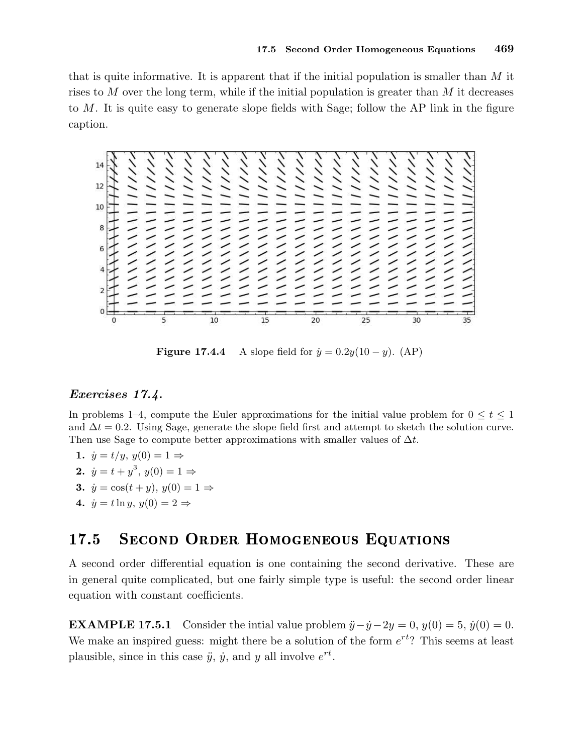that is quite informative. It is apparent that if the initial population is smaller than $M$ it rises to $M$ over the long term, while if the initial population is greater than $M$ it decreases to $M$. It is quite easy to generate slope fields with Sage; follow the AP link in the figure caption.

**Figure 17.4.4** A slope field for $\dot{y} = 0.2y(10 - y)$. (AP)

### *Exercises 17.4.*

In problems 1–4, compute the Euler approximations for the initial value problem for $0 \le t \le 1$ and $\Delta t = 0.2$. Using Sage, generate the slope field first and attempt to sketch the solution curve. Then use Sage to compute better approximations with smaller values of $\Delta t$.

1. $\dot{y} = t/y$, $y(0) = 1 \Rightarrow$
2. $\dot{y} = t + y^3$, $y(0) = 1 \Rightarrow$
3. $\dot{y} = \cos(t + y)$, $y(0) = 1 \Rightarrow$
4. $\dot{y} = t \ln y$, $y(0) = 2 \Rightarrow$

## 17.5 Second Order Homogeneous Equations

A second order differential equation is one containing the second derivative. These are in general quite complicated, but one fairly simple type is useful: the second order linear equation with constant coefficients.

**EXAMPLE 17.5.1** Consider the intial value problem $\ddot{y} - \dot{y} - 2y = 0$, $y(0) = 5$, $\dot{y}(0) = 0$. We make an inspired guess: might there be a solution of the form $e^{rt}$? This seems at least plausible, since in this case $\ddot{y}$, $\dot{y}$, and $y$ all involve $e^{rt}$.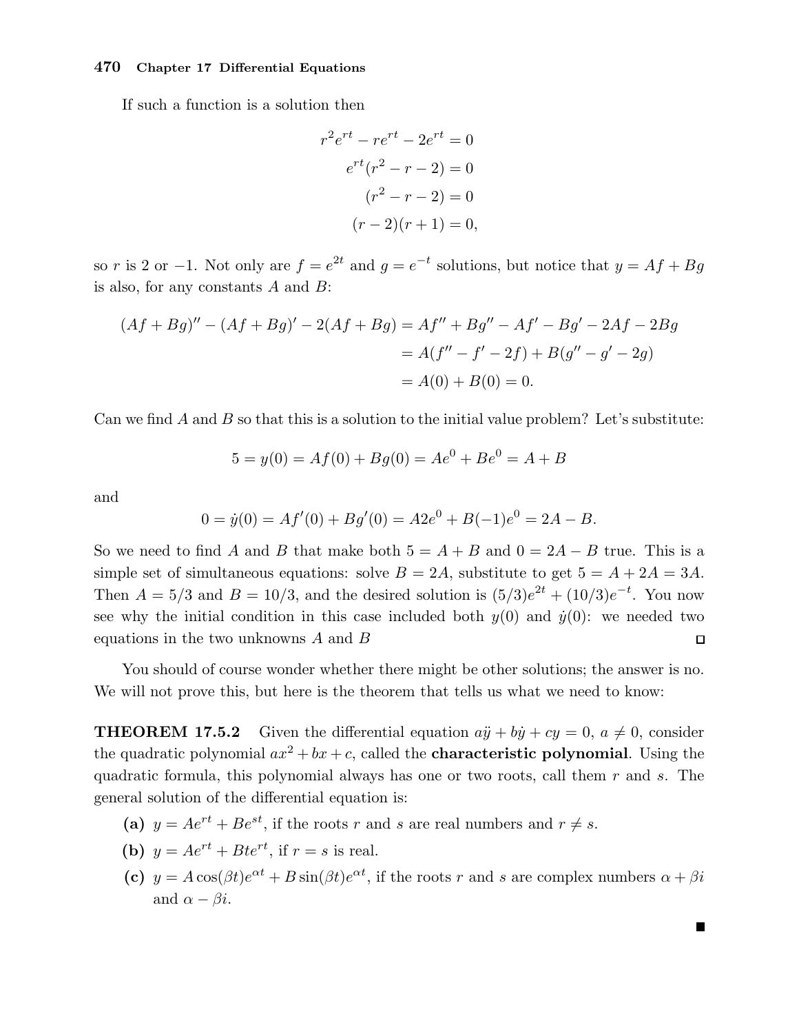If such a function is a solution then

$$
\begin{aligned}
r^2e^{rt} - re^{rt} - 2e^{rt} &= 0 \\
e^{rt}(r^2 - r - 2) &= 0 \\
(r^2 - r - 2) &= 0 \\
(r-2)(r+1) &= 0,
\end{aligned}
$$

so $r$ is 2 or $-1$. Not only are $f = e^{2t}$ and $g = e^{-t}$ solutions, but notice that $y = Af + Bg$ is also, for any constants $A$ and $B$:

$$
\begin{aligned}
(Af + Bg)'' - (Af + Bg)' - 2(Af + Bg) &= Af'' + Bg'' - Af' - Bg' - 2Af - 2Bg \\
&= A(f'' - f' - 2f) + B(g'' - g' - 2g) \\
&= A(0) + B(0) = 0.
\end{aligned}
$$

Can we find $A$ and $B$ so that this is a solution to the initial value problem? Let's substitute:

$$5 = y(0) = Af(0) + Bg(0) = Ae^0 + Be^0 = A + B$$

and

$$0 = \dot{y}(0) = Af'(0) + Bg'(0) = A2e^0 + B(-1)e^0 = 2A - B.$$

So we need to find $A$ and $B$ that make both $5 = A + B$ and $0 = 2A - B$ true. This is a simple set of simultaneous equations: solve $B = 2A$, substitute to get $5 = A + 2A = 3A$. Then $A = 5/3$ and $B = 10/3$, and the desired solution is $(5/3)e^{2t} + (10/3)e^{-t}$. You now see why the initial condition in this case included both $y(0)$ and $\dot{y}(0)$: we needed two equations in the two unknowns $A$ and $B$ □

You should of course wonder whether there might be other solutions; the answer is no. We will not prove this, but here is the theorem that tells us what we need to know:

**THEOREM 17.5.2** Given the differential equation $a\ddot{y} + b\dot{y} + cy = 0$, $a \neq 0$, consider the quadratic polynomial $ax^2 + bx + c$, called the **characteristic polynomial**. Using the quadratic formula, this polynomial always has one or two roots, call them $r$ and $s$. The general solution of the differential equation is:

**(a)** $y = Ae^{rt} + Be^{st}$, if the roots $r$ and $s$ are real numbers and $r \neq s$.

**(b)** $y = Ae^{rt} + Bte^{rt}$, if $r = s$ is real.

**(c)** $y = A\cos(\beta t)e^{\alpha t} + B\sin(\beta t)e^{\alpha t}$, if the roots $r$ and $s$ are complex numbers $\alpha + \beta i$ and $\alpha - \beta i$.

■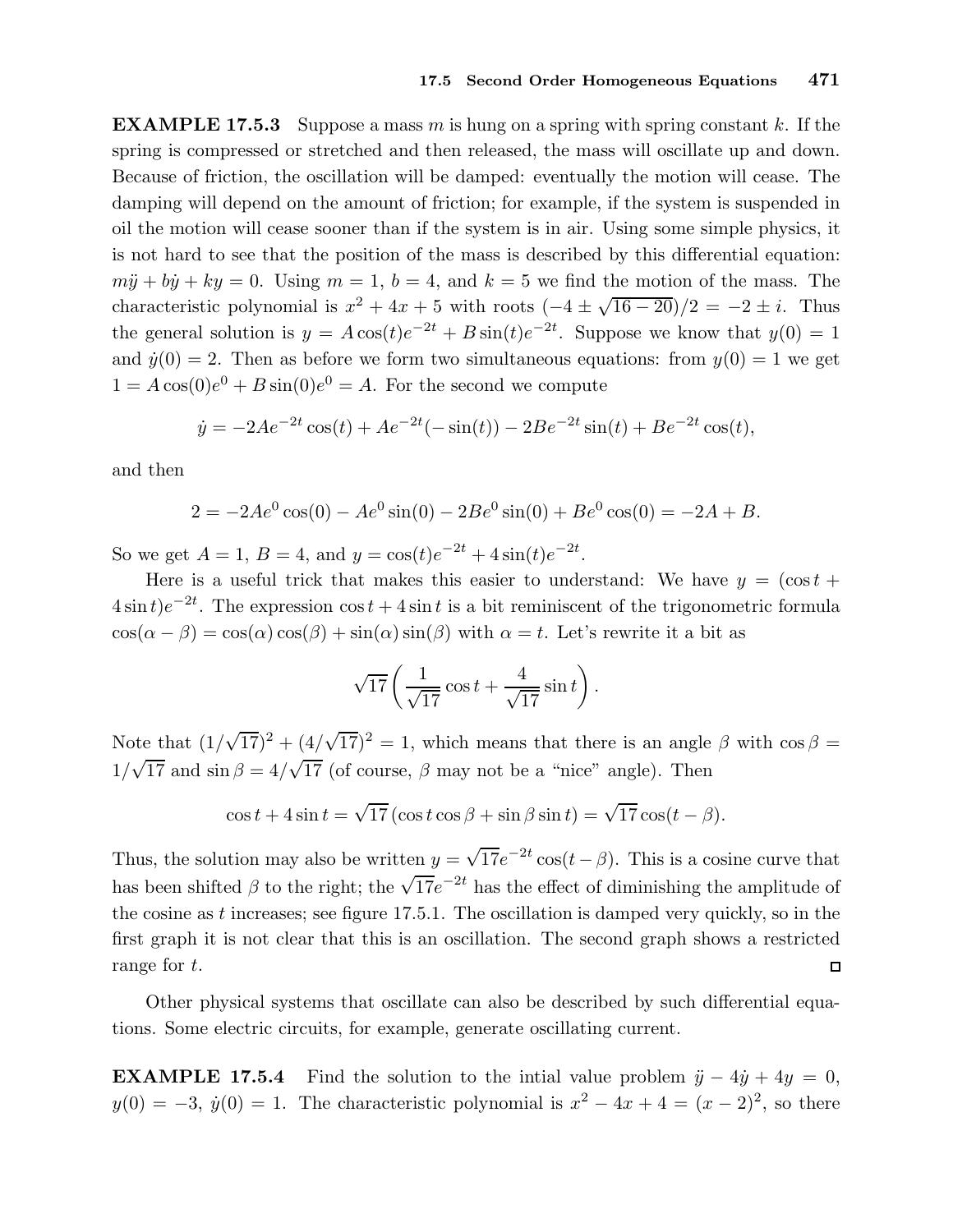**EXAMPLE 17.5.3** Suppose a mass $m$ is hung on a spring with spring constant $k$. If the spring is compressed or stretched and then released, the mass will oscillate up and down. Because of friction, the oscillation will be damped: eventually the motion will cease. The damping will depend on the amount of friction; for example, if the system is suspended in oil the motion will cease sooner than if the system is in air. Using some simple physics, it is not hard to see that the position of the mass is described by this differential equation: $m\ddot{y} + b\dot{y} + ky = 0$. Using $m = 1$, $b = 4$, and $k = 5$ we find the motion of the mass. The characteristic polynomial is $x^2 + 4x + 5$ with roots $(-4 \pm \sqrt{16-20})/2 = -2 \pm i$. Thus the general solution is $y = A\cos(t)e^{-2t} + B\sin(t)e^{-2t}$. Suppose we know that $y(0) = 1$ and $\dot{y}(0) = 2$. Then as before we form two simultaneous equations: from $y(0) = 1$ we get $1 = A\cos(0)e^0 + B\sin(0)e^0 = A$. For the second we compute

$$\dot{y} = -2Ae^{-2t}\cos(t) + Ae^{-2t}(-\sin(t)) - 2Be^{-2t}\sin(t) + Be^{-2t}\cos(t),$$

and then

$$2 = -2Ae^0\cos(0) - Ae^0\sin(0) - 2Be^0\sin(0) + Be^0\cos(0) = -2A + B.$$

So we get $A = 1$, $B = 4$, and $y = \cos(t)e^{-2t} + 4\sin(t)e^{-2t}$.

Here is a useful trick that makes this easier to understand: We have $y = (\cos t + 4\sin t)e^{-2t}$. The expression $\cos t + 4\sin t$ is a bit reminiscent of the trigonometric formula $\cos(\alpha - \beta) = \cos(\alpha)\cos(\beta) + \sin(\alpha)\sin(\beta)$ with $\alpha = t$. Let's rewrite it a bit as

$$\sqrt{17}\left(\frac{1}{\sqrt{17}}\cos t + \frac{4}{\sqrt{17}}\sin t\right).$$

Note that $(1/\sqrt{17})^2 + (4/\sqrt{17})^2 = 1$, which means that there is an angle $\beta$ with $\cos\beta = 1/\sqrt{17}$ and $\sin\beta = 4/\sqrt{17}$ (of course, $\beta$ may not be a "nice" angle). Then

$$\cos t + 4\sin t = \sqrt{17}\,(\cos t\cos\beta + \sin\beta\sin t) = \sqrt{17}\cos(t - \beta).$$

Thus, the solution may also be written $y = \sqrt{17}e^{-2t}\cos(t - \beta)$. This is a cosine curve that has been shifted $\beta$ to the right; the $\sqrt{17}e^{-2t}$ has the effect of diminishing the amplitude of the cosine as $t$ increases; see figure 17.5.1. The oscillation is damped very quickly, so in the first graph it is not clear that this is an oscillation. The second graph shows a restricted range for $t$. □

Other physical systems that oscillate can also be described by such differential equations. Some electric circuits, for example, generate oscillating current.

**EXAMPLE 17.5.4** Find the solution to the intial value problem $\ddot{y} - 4\dot{y} + 4y = 0$, $y(0) = -3$, $\dot{y}(0) = 1$. The characteristic polynomial is $x^2 - 4x + 4 = (x-2)^2$, so there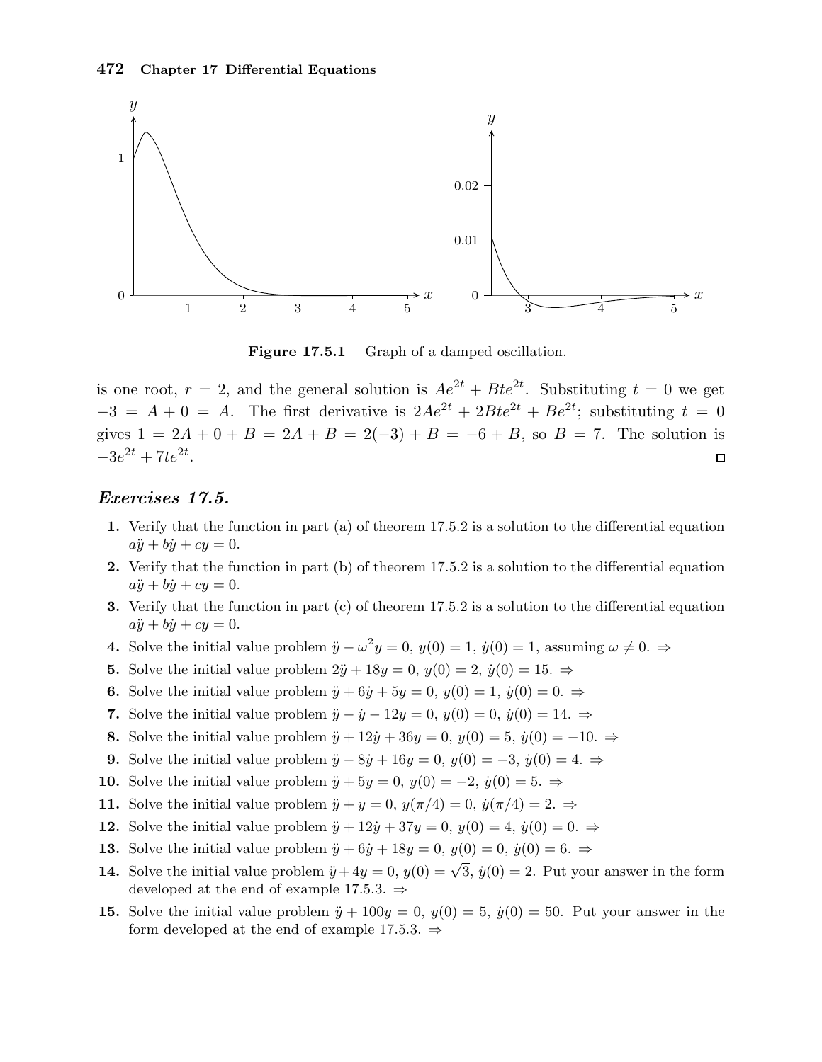Figure 17.5.1 Graph of a damped oscillation.

is one root, $r = 2$, and the general solution is $Ae^{2t} + Bte^{2t}$. Substituting $t = 0$ we get $-3 = A + 0 = A$. The first derivative is $2Ae^{2t} + 2Bte^{2t} + Be^{2t}$; substituting $t = 0$ gives $1 = 2A + 0 + B = 2A + B = 2(-3) + B = -6 + B$, so $B = 7$. The solution is $-3e^{2t} + 7te^{2t}$. □

### *Exercises 17.5.*

**1.** Verify that the function in part (a) of theorem 17.5.2 is a solution to the differential equation $a\ddot{y} + b\dot{y} + cy = 0$.

**2.** Verify that the function in part (b) of theorem 17.5.2 is a solution to the differential equation $a\ddot{y} + b\dot{y} + cy = 0$.

**3.** Verify that the function in part (c) of theorem 17.5.2 is a solution to the differential equation $a\ddot{y} + b\dot{y} + cy = 0$.

**4.** Solve the initial value problem $\ddot{y} - \omega^2 y = 0$, $y(0) = 1$, $\dot{y}(0) = 1$, assuming $\omega \neq 0$. ⇒

**5.** Solve the initial value problem $2\ddot{y} + 18y = 0$, $y(0) = 2$, $\dot{y}(0) = 15$. ⇒

**6.** Solve the initial value problem $\ddot{y} + 6\dot{y} + 5y = 0$, $y(0) = 1$, $\dot{y}(0) = 0$. ⇒

**7.** Solve the initial value problem $\ddot{y} - \dot{y} - 12y = 0$, $y(0) = 0$, $\dot{y}(0) = 14$. ⇒

**8.** Solve the initial value problem $\ddot{y} + 12\dot{y} + 36y = 0$, $y(0) = 5$, $\dot{y}(0) = -10$. ⇒

**9.** Solve the initial value problem $\ddot{y} - 8\dot{y} + 16y = 0$, $y(0) = -3$, $\dot{y}(0) = 4$. ⇒

**10.** Solve the initial value problem $\ddot{y} + 5y = 0$, $y(0) = -2$, $\dot{y}(0) = 5$. ⇒

**11.** Solve the initial value problem $\ddot{y} + y = 0$, $y(\pi/4) = 0$, $\dot{y}(\pi/4) = 2$. ⇒

**12.** Solve the initial value problem $\ddot{y} + 12\dot{y} + 37y = 0$, $y(0) = 4$, $\dot{y}(0) = 0$. ⇒

**13.** Solve the initial value problem $\ddot{y} + 6\dot{y} + 18y = 0$, $y(0) = 0$, $\dot{y}(0) = 6$. ⇒

**14.** Solve the initial value problem $\ddot{y} + 4y = 0$, $y(0) = \sqrt{3}$, $\dot{y}(0) = 2$. Put your answer in the form developed at the end of example 17.5.3. ⇒

**15.** Solve the initial value problem $\ddot{y} + 100y = 0$, $y(0) = 5$, $\dot{y}(0) = 50$. Put your answer in the form developed at the end of example 17.5.3. ⇒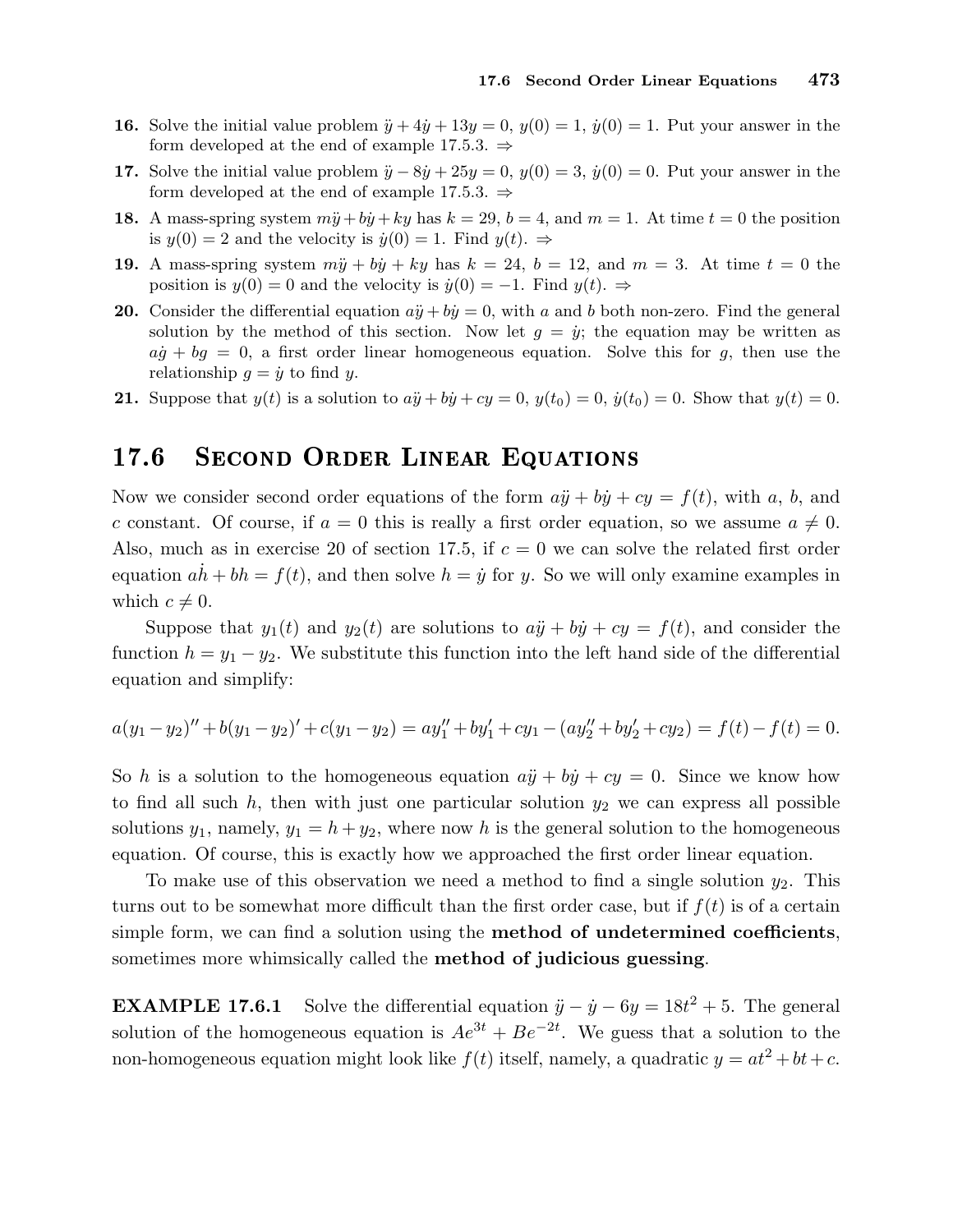**16.** Solve the initial value problem $\ddot{y} + 4\dot{y} + 13y = 0$, $y(0) = 1$, $\dot{y}(0) = 1$. Put your answer in the form developed at the end of example 17.5.3. ⇒

**17.** Solve the initial value problem $\ddot{y} - 8\dot{y} + 25y = 0$, $y(0) = 3$, $\dot{y}(0) = 0$. Put your answer in the form developed at the end of example 17.5.3. ⇒

**18.** A mass-spring system $m\ddot{y} + b\dot{y} + ky$ has $k = 29$, $b = 4$, and $m = 1$. At time $t = 0$ the position is $y(0) = 2$ and the velocity is $\dot{y}(0) = 1$. Find $y(t)$. ⇒

**19.** A mass-spring system $m\ddot{y} + b\dot{y} + ky$ has $k = 24$, $b = 12$, and $m = 3$. At time $t = 0$ the position is $y(0) = 0$ and the velocity is $\dot{y}(0) = -1$. Find $y(t)$. ⇒

**20.** Consider the differential equation $a\ddot{y} + b\dot{y} = 0$, with $a$ and $b$ both non-zero. Find the general solution by the method of this section. Now let $g = \dot{y}$; the equation may be written as $a\dot{g} + bg = 0$, a first order linear homogeneous equation. Solve this for $g$, then use the relationship $g = \dot{y}$ to find $y$.

**21.** Suppose that $y(t)$ is a solution to $a\ddot{y} + b\dot{y} + cy = 0$, $y(t_0) = 0$, $\dot{y}(t_0) = 0$. Show that $y(t) = 0$.

## 17.6 Second Order Linear Equations

Now we consider second order equations of the form $a\ddot{y} + b\dot{y} + cy = f(t)$, with $a$, $b$, and $c$ constant. Of course, if $a = 0$ this is really a first order equation, so we assume $a \neq 0$. Also, much as in exercise 20 of section 17.5, if $c = 0$ we can solve the related first order equation $a\dot{h} + bh = f(t)$, and then solve $h = \dot{y}$ for $y$. So we will only examine examples in which $c \neq 0$.

Suppose that $y_1(t)$ and $y_2(t)$ are solutions to $a\ddot{y} + b\dot{y} + cy = f(t)$, and consider the function $h = y_1 - y_2$. We substitute this function into the left hand side of the differential equation and simplify:

$$a(y_1 - y_2)'' + b(y_1 - y_2)' + c(y_1 - y_2) = ay_1'' + by_1' + cy_1 - (ay_2'' + by_2' + cy_2) = f(t) - f(t) = 0.$$

So $h$ is a solution to the homogeneous equation $a\ddot{y} + b\dot{y} + cy = 0$. Since we know how to find all such $h$, then with just one particular solution $y_2$ we can express all possible solutions $y_1$, namely, $y_1 = h + y_2$, where now $h$ is the general solution to the homogeneous equation. Of course, this is exactly how we approached the first order linear equation.

To make use of this observation we need a method to find a single solution $y_2$. This turns out to be somewhat more difficult than the first order case, but if $f(t)$ is of a certain simple form, we can find a solution using the **method of undetermined coefficients**, sometimes more whimsically called the **method of judicious guessing**.

**EXAMPLE 17.6.1** Solve the differential equation $\ddot{y} - \dot{y} - 6y = 18t^2 + 5$. The general solution of the homogeneous equation is $Ae^{3t} + Be^{-2t}$. We guess that a solution to the non-homogeneous equation might look like $f(t)$ itself, namely, a quadratic $y = at^2 + bt + c$.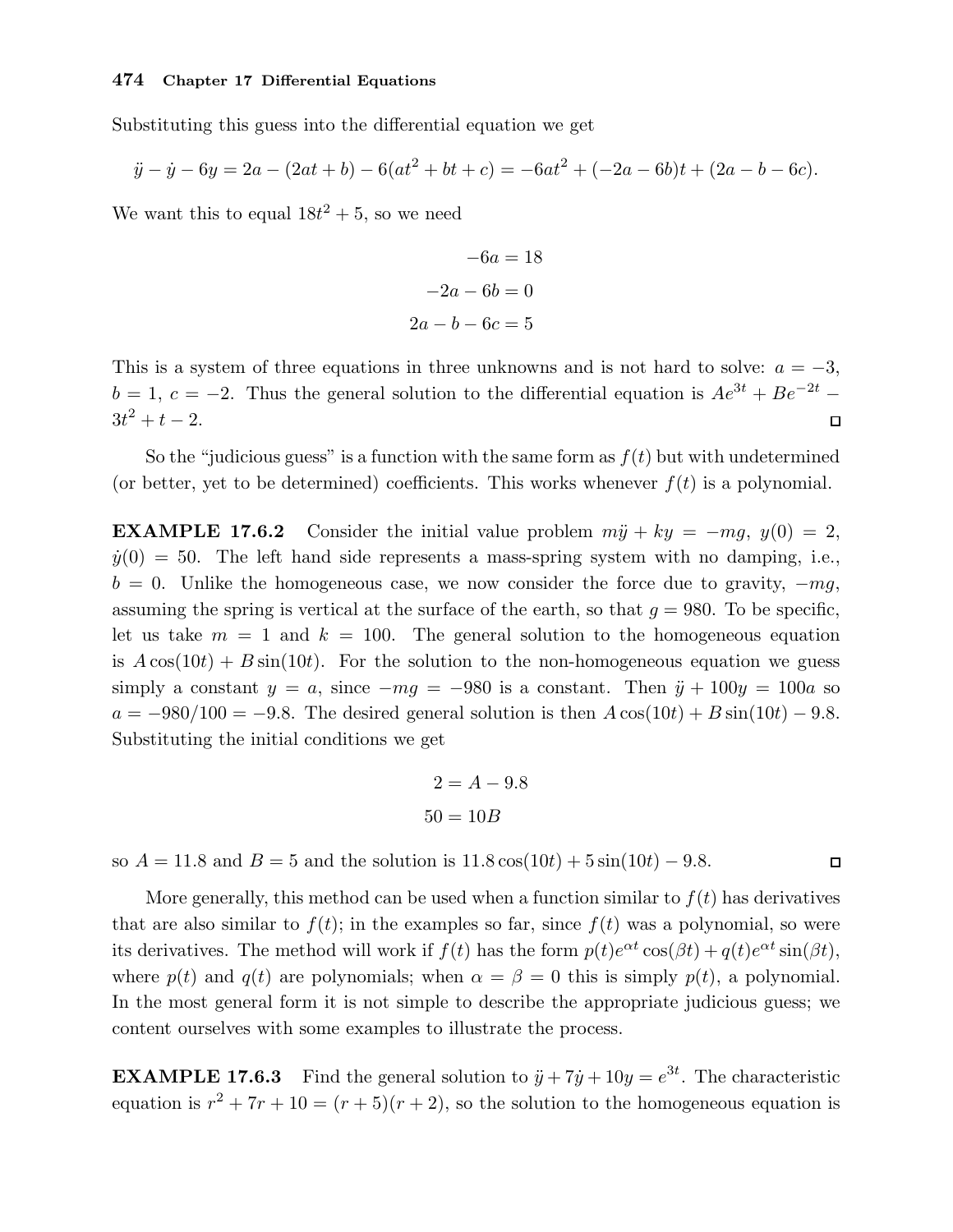Substituting this guess into the differential equation we get

$$\ddot{y} - \dot{y} - 6y = 2a - (2at + b) - 6(at^2 + bt + c) = -6at^2 + (-2a - 6b)t + (2a - b - 6c).$$

We want this to equal $18t^2 + 5$, so we need

$$-6a = 18$$

$$-2a - 6b = 0$$

$$2a - b - 6c = 5$$

This is a system of three equations in three unknowns and is not hard to solve: $a = -3$, $b = 1$, $c = -2$. Thus the general solution to the differential equation is $Ae^{3t} + Be^{-2t} - 3t^2 + t - 2$. □

So the "judicious guess" is a function with the same form as $f(t)$ but with undetermined (or better, yet to be determined) coefficients. This works whenever $f(t)$ is a polynomial.

**EXAMPLE 17.6.2** Consider the initial value problem $m\ddot{y} + ky = -mg$, $y(0) = 2$, $\dot{y}(0) = 50$. The left hand side represents a mass-spring system with no damping, i.e., $b = 0$. Unlike the homogeneous case, we now consider the force due to gravity, $-mg$, assuming the spring is vertical at the surface of the earth, so that $g = 980$. To be specific, let us take $m = 1$ and $k = 100$. The general solution to the homogeneous equation is $A\cos(10t) + B\sin(10t)$. For the solution to the non-homogeneous equation we guess simply a constant $y = a$, since $-mg = -980$ is a constant. Then $\ddot{y} + 100y = 100a$ so $a = -980/100 = -9.8$. The desired general solution is then $A\cos(10t) + B\sin(10t) - 9.8$. Substituting the initial conditions we get

$$2 = A - 9.8$$

$$50 = 10B$$

so $A = 11.8$ and $B = 5$ and the solution is $11.8\cos(10t) + 5\sin(10t) - 9.8$. □

More generally, this method can be used when a function similar to $f(t)$ has derivatives that are also similar to $f(t)$; in the examples so far, since $f(t)$ was a polynomial, so were its derivatives. The method will work if $f(t)$ has the form $p(t)e^{\alpha t}\cos(\beta t) + q(t)e^{\alpha t}\sin(\beta t)$, where $p(t)$ and $q(t)$ are polynomials; when $\alpha = \beta = 0$ this is simply $p(t)$, a polynomial. In the most general form it is not simple to describe the appropriate judicious guess; we content ourselves with some examples to illustrate the process.

**EXAMPLE 17.6.3** Find the general solution to $\ddot{y} + 7\dot{y} + 10y = e^{3t}$. The characteristic equation is $r^2 + 7r + 10 = (r + 5)(r + 2)$, so the solution to the homogeneous equation is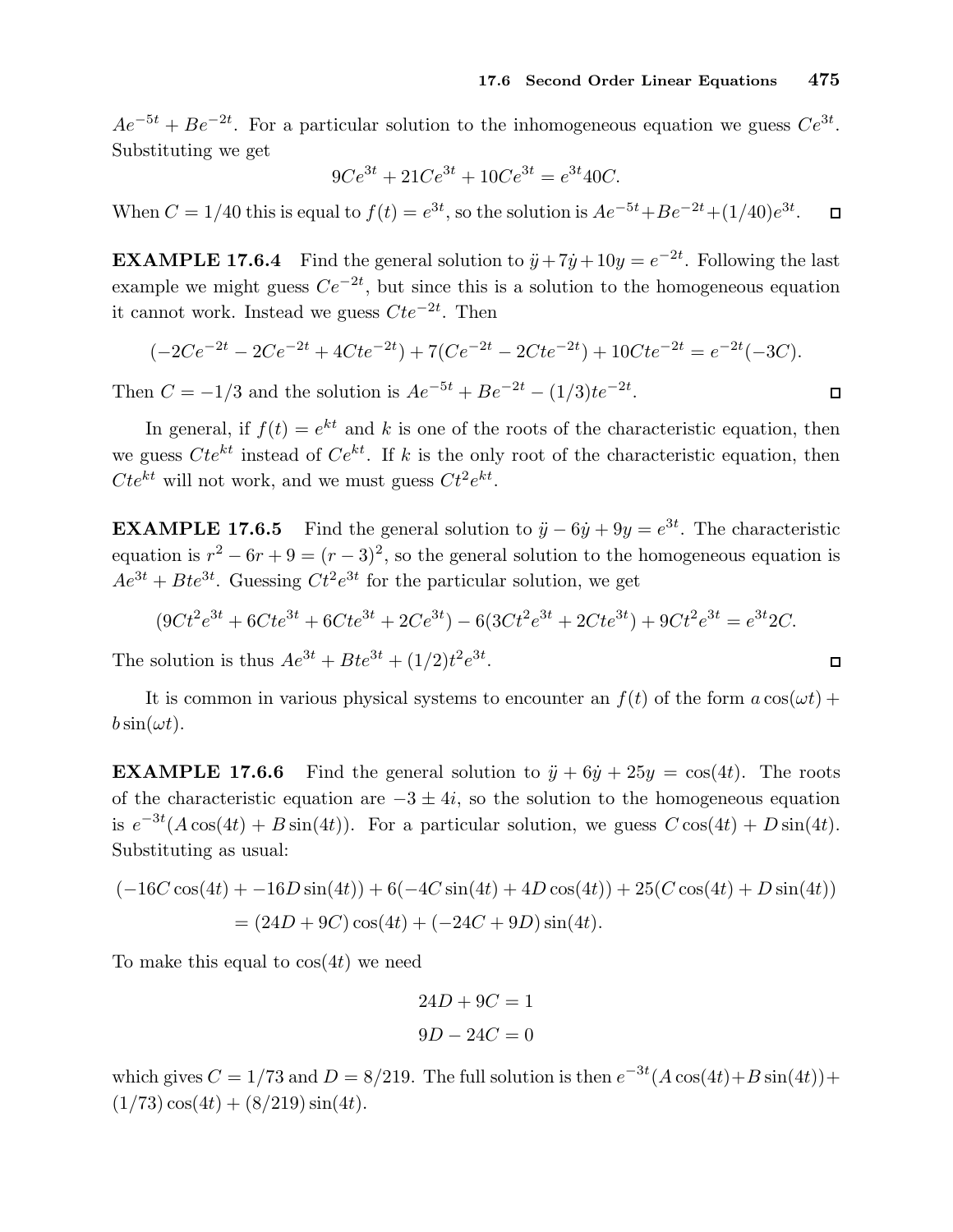$Ae^{-5t} + Be^{-2t}$. For a particular solution to the inhomogeneous equation we guess $Ce^{3t}$. Substituting we get

$$9Ce^{3t} + 21Ce^{3t} + 10Ce^{3t} = e^{3t}40C.$$

When $C = 1/40$ this is equal to $f(t) = e^{3t}$, so the solution is $Ae^{-5t} + Be^{-2t} + (1/40)e^{3t}$. □

**EXAMPLE 17.6.4** Find the general solution to $\ddot{y} + 7\dot{y} + 10y = e^{-2t}$. Following the last example we might guess $Ce^{-2t}$, but since this is a solution to the homogeneous equation it cannot work. Instead we guess $Cte^{-2t}$. Then

$$(-2Ce^{-2t} - 2Ce^{-2t} + 4Cte^{-2t}) + 7(Ce^{-2t} - 2Cte^{-2t}) + 10Cte^{-2t} = e^{-2t}(-3C).$$

Then $C = -1/3$ and the solution is $Ae^{-5t} + Be^{-2t} - (1/3)te^{-2t}$. □

In general, if $f(t) = e^{kt}$ and $k$ is one of the roots of the characteristic equation, then we guess $Cte^{kt}$ instead of $Ce^{kt}$. If $k$ is the only root of the characteristic equation, then $Cte^{kt}$ will not work, and we must guess $Ct^2e^{kt}$.

**EXAMPLE 17.6.5** Find the general solution to $\ddot{y} - 6\dot{y} + 9y = e^{3t}$. The characteristic equation is $r^2 - 6r + 9 = (r-3)^2$, so the general solution to the homogeneous equation is $Ae^{3t} + Bte^{3t}$. Guessing $Ct^2e^{3t}$ for the particular solution, we get

$$(9Ct^2e^{3t} + 6Cte^{3t} + 6Cte^{3t} + 2Ce^{3t}) - 6(3Ct^2e^{3t} + 2Cte^{3t}) + 9Ct^2e^{3t} = e^{3t}2C.$$

The solution is thus $Ae^{3t} + Bte^{3t} + (1/2)t^2e^{3t}$. □

It is common in various physical systems to encounter an $f(t)$ of the form $a\cos(\omega t) + b\sin(\omega t)$.

**EXAMPLE 17.6.6** Find the general solution to $\ddot{y} + 6\dot{y} + 25y = \cos(4t)$. The roots of the characteristic equation are $-3 \pm 4i$, so the solution to the homogeneous equation is $e^{-3t}(A\cos(4t) + B\sin(4t))$. For a particular solution, we guess $C\cos(4t) + D\sin(4t)$. Substituting as usual:

$$\begin{aligned}(-16C\cos(4t) + -16D\sin(4t)) + 6(-4C\sin(4t) + 4D\cos(4t)) + 25(C\cos(4t) + D\sin(4t))\\ = (24D + 9C)\cos(4t) + (-24C + 9D)\sin(4t).\end{aligned}$$

To make this equal to $\cos(4t)$ we need

$$\begin{aligned}24D + 9C &= 1\\ 9D - 24C &= 0\end{aligned}$$

which gives $C = 1/73$ and $D = 8/219$. The full solution is then $e^{-3t}(A\cos(4t) + B\sin(4t)) + (1/73)\cos(4t) + (8/219)\sin(4t)$.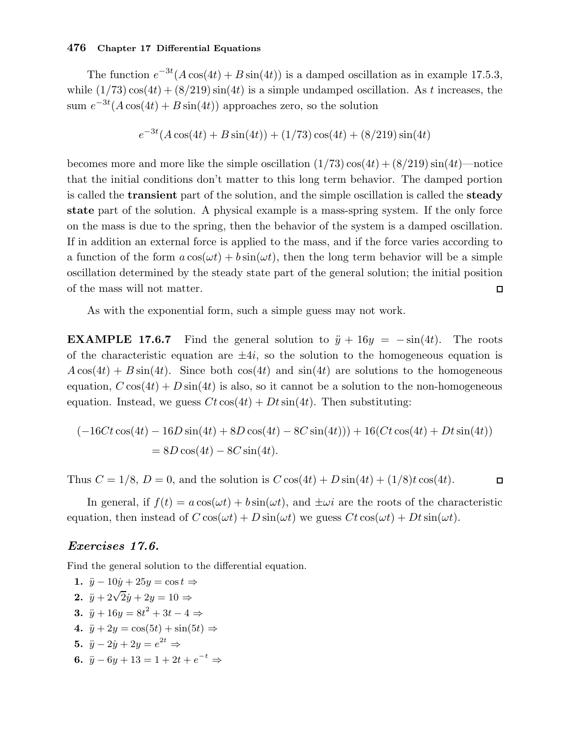The function $e^{-3t}(A\cos(4t) + B\sin(4t))$ is a damped oscillation as in example 17.5.3, while $(1/73)\cos(4t) + (8/219)\sin(4t)$ is a simple undamped oscillation. As $t$ increases, the sum $e^{-3t}(A\cos(4t) + B\sin(4t))$ approaches zero, so the solution

$$e^{-3t}(A\cos(4t) + B\sin(4t)) + (1/73)\cos(4t) + (8/219)\sin(4t)$$

becomes more and more like the simple oscillation $(1/73)\cos(4t) + (8/219)\sin(4t)$—notice that the initial conditions don't matter to this long term behavior. The damped portion is called the **transient** part of the solution, and the simple oscillation is called the **steady state** part of the solution. A physical example is a mass-spring system. If the only force on the mass is due to the spring, then the behavior of the system is a damped oscillation. If in addition an external force is applied to the mass, and if the force varies according to a function of the form $a\cos(\omega t) + b\sin(\omega t)$, then the long term behavior will be a simple oscillation determined by the steady state part of the general solution; the initial position of the mass will not matter. □

As with the exponential form, such a simple guess may not work.

**EXAMPLE 17.6.7** Find the general solution to $\ddot{y} + 16y = -\sin(4t)$. The roots of the characteristic equation are $\pm 4i$, so the solution to the homogeneous equation is $A\cos(4t) + B\sin(4t)$. Since both $\cos(4t)$ and $\sin(4t)$ are solutions to the homogeneous equation, $C\cos(4t) + D\sin(4t)$ is also, so it cannot be a solution to the non-homogeneous equation. Instead, we guess $Ct\cos(4t) + Dt\sin(4t)$. Then substituting:

$$\begin{aligned}(-16Ct\cos(4t) - 16D\sin(4t) + 8D\cos(4t) - 8C\sin(4t))) + 16(Ct\cos(4t) + Dt\sin(4t))\\ = 8D\cos(4t) - 8C\sin(4t).\end{aligned}$$

Thus $C = 1/8$, $D = 0$, and the solution is $C\cos(4t) + D\sin(4t) + (1/8)t\cos(4t)$. □

In general, if $f(t) = a\cos(\omega t) + b\sin(\omega t)$, and $\pm\omega i$ are the roots of the characteristic equation, then instead of $C\cos(\omega t) + D\sin(\omega t)$ we guess $Ct\cos(\omega t) + Dt\sin(\omega t)$.

### *Exercises 17.6.*

Find the general solution to the differential equation.

1. $\ddot{y} - 10\dot{y} + 25y = \cos t \Rightarrow$
2. $\ddot{y} + 2\sqrt{2}\dot{y} + 2y = 10 \Rightarrow$
3. $\ddot{y} + 16y = 8t^2 + 3t - 4 \Rightarrow$
4. $\ddot{y} + 2y = \cos(5t) + \sin(5t) \Rightarrow$
5. $\ddot{y} - 2\dot{y} + 2y = e^{2t} \Rightarrow$
6. $\ddot{y} - 6y + 13 = 1 + 2t + e^{-t} \Rightarrow$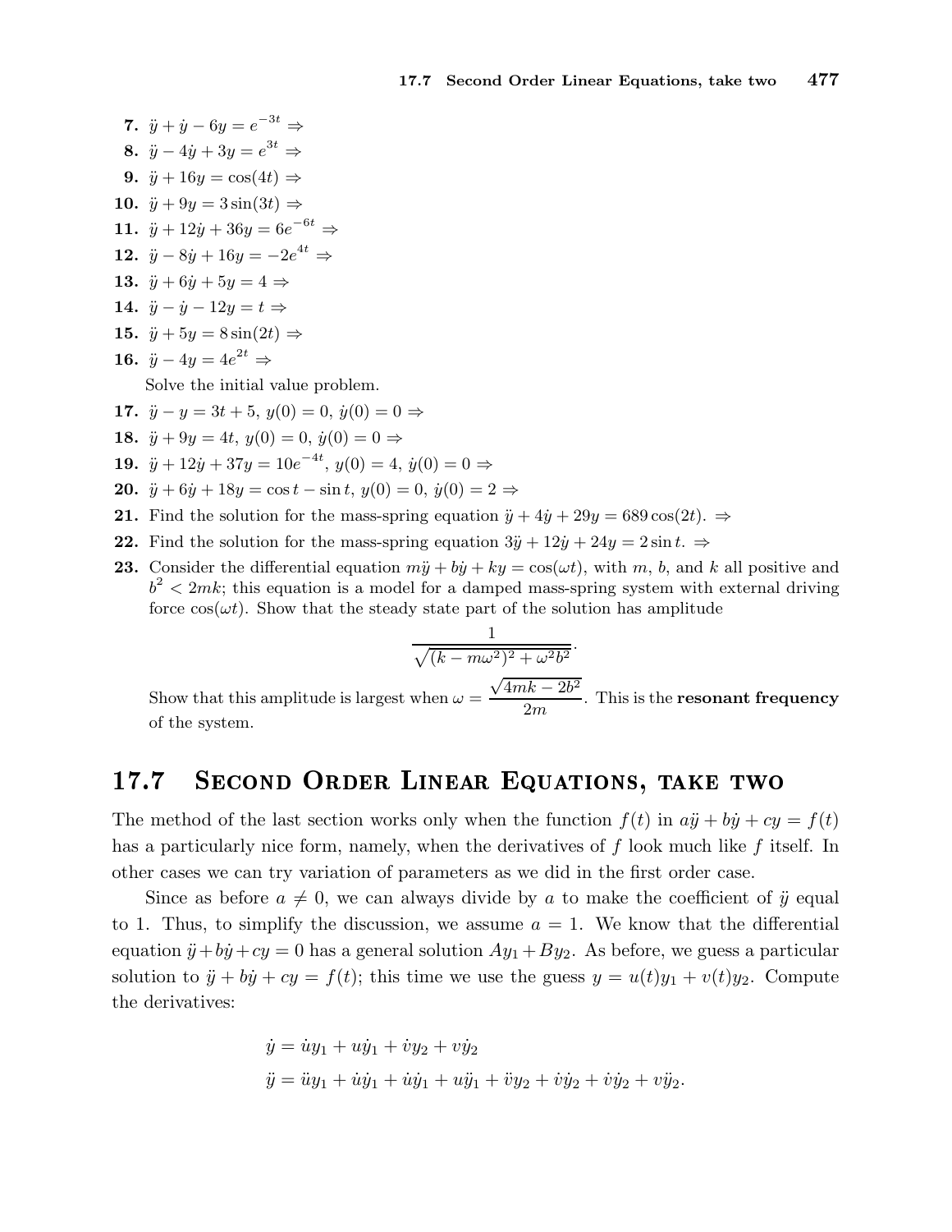**7.** $\ddot{y} + \dot{y} - 6y = e^{-3t} \Rightarrow$

**8.** $\ddot{y} - 4\dot{y} + 3y = e^{3t} \Rightarrow$

**9.** $\ddot{y} + 16y = \cos(4t) \Rightarrow$

**10.** $\ddot{y} + 9y = 3\sin(3t) \Rightarrow$

**11.** $\ddot{y} + 12\dot{y} + 36y = 6e^{-6t} \Rightarrow$

**12.** $\ddot{y} - 8\dot{y} + 16y = -2e^{4t} \Rightarrow$

**13.** $\ddot{y} + 6\dot{y} + 5y = 4 \Rightarrow$

**14.** $\ddot{y} - \dot{y} - 12y = t \Rightarrow$

**15.** $\ddot{y} + 5y = 8\sin(2t) \Rightarrow$

**16.** $\ddot{y} - 4y = 4e^{2t} \Rightarrow$

Solve the initial value problem.

**17.** $\ddot{y} - y = 3t + 5$, $y(0) = 0$, $\dot{y}(0) = 0 \Rightarrow$

**18.** $\ddot{y} + 9y = 4t$, $y(0) = 0$, $\dot{y}(0) = 0 \Rightarrow$

**19.** $\ddot{y} + 12\dot{y} + 37y = 10e^{-4t}$, $y(0) = 4$, $\dot{y}(0) = 0 \Rightarrow$

**20.** $\ddot{y} + 6\dot{y} + 18y = \cos t - \sin t$, $y(0) = 0$, $\dot{y}(0) = 2 \Rightarrow$

**21.** Find the solution for the mass-spring equation $\ddot{y} + 4\dot{y} + 29y = 689\cos(2t)$. $\Rightarrow$

**22.** Find the solution for the mass-spring equation $3\ddot{y} + 12\dot{y} + 24y = 2\sin t$. $\Rightarrow$

**23.** Consider the differential equation $m\ddot{y} + b\dot{y} + ky = \cos(\omega t)$, with $m$, $b$, and $k$ all positive and $b^2 < 2mk$; this equation is a model for a damped mass-spring system with external driving force $\cos(\omega t)$. Show that the steady state part of the solution has amplitude

$$\frac{1}{\sqrt{(k - m\omega^2)^2 + \omega^2 b^2}}.$$

Show that this amplitude is largest when $\omega = \dfrac{\sqrt{4mk - 2b^2}}{2m}$. This is the **resonant frequency** of the system.

## 17.7 Second Order Linear Equations, take two

The method of the last section works only when the function $f(t)$ in $a\ddot{y} + b\dot{y} + cy = f(t)$ has a particularly nice form, namely, when the derivatives of $f$ look much like $f$ itself. In other cases we can try variation of parameters as we did in the first order case.

Since as before $a \neq 0$, we can always divide by $a$ to make the coefficient of $\ddot{y}$ equal to 1. Thus, to simplify the discussion, we assume $a = 1$. We know that the differential equation $\ddot{y} + b\dot{y} + cy = 0$ has a general solution $Ay_1 + By_2$. As before, we guess a particular solution to $\ddot{y} + b\dot{y} + cy = f(t)$; this time we use the guess $y = u(t)y_1 + v(t)y_2$. Compute the derivatives:

$$\dot{y} = \dot{u}y_1 + u\dot{y}_1 + \dot{v}y_2 + v\dot{y}_2$$

$$\ddot{y} = \ddot{u}y_1 + \dot{u}\dot{y}_1 + \dot{u}\dot{y}_1 + u\ddot{y}_1 + \ddot{v}y_2 + \dot{v}\dot{y}_2 + \dot{v}\dot{y}_2 + v\ddot{y}_2.$$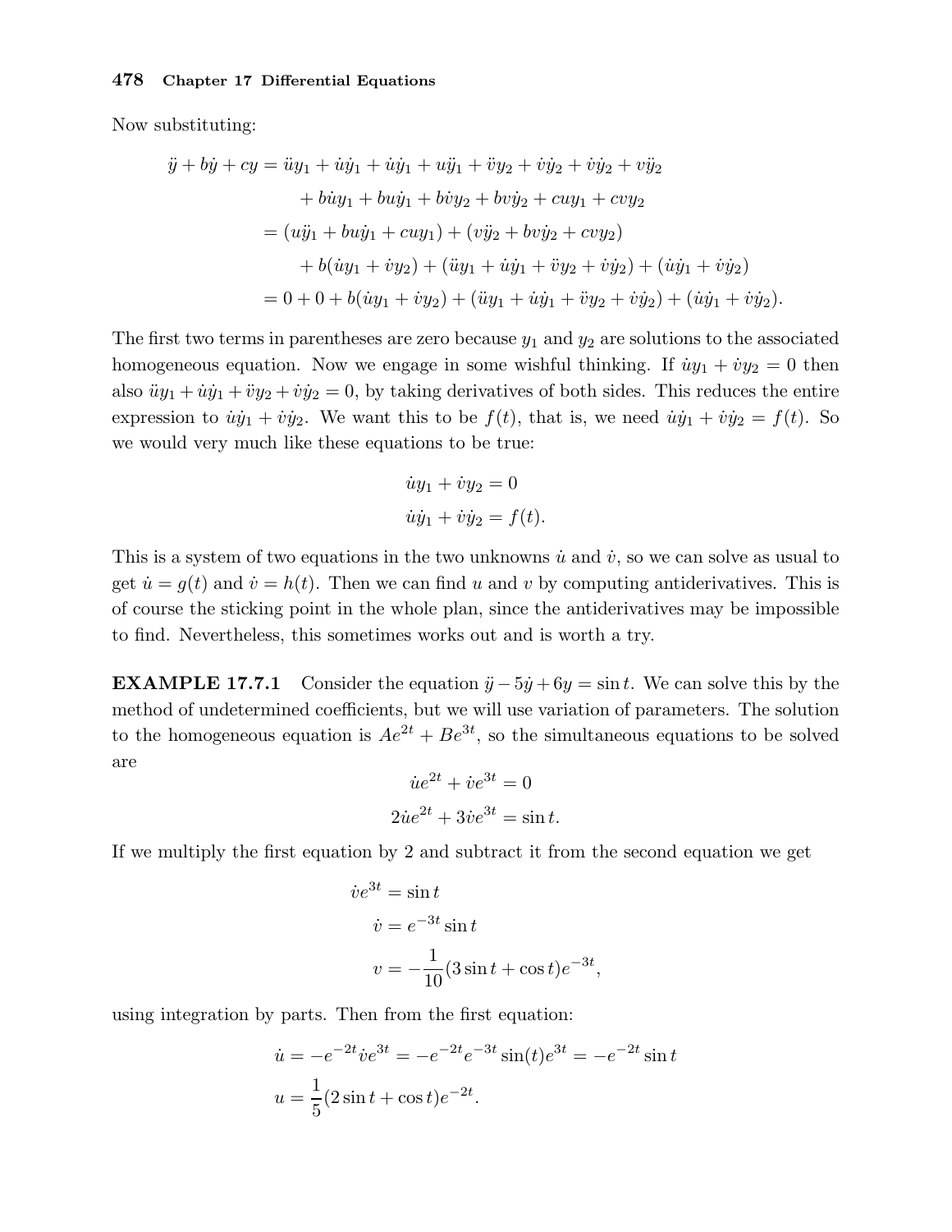Now substituting:

$$
\begin{aligned}
\ddot{y} + b\dot{y} + cy &= \ddot{u}y_1 + \dot{u}\dot{y}_1 + \dot{u}\dot{y}_1 + u\ddot{y}_1 + \ddot{v}y_2 + \dot{v}\dot{y}_2 + \dot{v}\dot{y}_2 + v\ddot{y}_2 \\
&\quad + b\dot{u}y_1 + bu\dot{y}_1 + b\dot{v}y_2 + bv\dot{y}_2 + cuy_1 + cvy_2 \\
&= (u\ddot{y}_1 + bu\dot{y}_1 + cuy_1) + (v\ddot{y}_2 + bv\dot{y}_2 + cvy_2) \\
&\quad + b(\dot{u}y_1 + \dot{v}y_2) + (\ddot{u}y_1 + \dot{u}\dot{y}_1 + \ddot{v}y_2 + \dot{v}\dot{y}_2) + (\dot{u}\dot{y}_1 + \dot{v}\dot{y}_2) \\
&= 0 + 0 + b(\dot{u}y_1 + \dot{v}y_2) + (\ddot{u}y_1 + \dot{u}\dot{y}_1 + \ddot{v}y_2 + \dot{v}\dot{y}_2) + (\dot{u}\dot{y}_1 + \dot{v}\dot{y}_2).
\end{aligned}
$$

The first two terms in parentheses are zero because $y_1$ and $y_2$ are solutions to the associated homogeneous equation. Now we engage in some wishful thinking. If $\dot{u}y_1 + \dot{v}y_2 = 0$ then also $\ddot{u}y_1 + \dot{u}\dot{y}_1 + \ddot{v}y_2 + \dot{v}\dot{y}_2 = 0$, by taking derivatives of both sides. This reduces the entire expression to $\dot{u}\dot{y}_1 + \dot{v}\dot{y}_2$. We want this to be $f(t)$, that is, we need $\dot{u}\dot{y}_1 + \dot{v}\dot{y}_2 = f(t)$. So we would very much like these equations to be true:

$$
\begin{aligned}
\dot{u}y_1 + \dot{v}y_2 &= 0 \\
\dot{u}\dot{y}_1 + \dot{v}\dot{y}_2 &= f(t).
\end{aligned}
$$

This is a system of two equations in the two unknowns $\dot{u}$ and $\dot{v}$, so we can solve as usual to get $\dot{u} = g(t)$ and $\dot{v} = h(t)$. Then we can find $u$ and $v$ by computing antiderivatives. This is of course the sticking point in the whole plan, since the antiderivatives may be impossible to find. Nevertheless, this sometimes works out and is worth a try.

**EXAMPLE 17.7.1** Consider the equation $\ddot{y} - 5\dot{y} + 6y = \sin t$. We can solve this by the method of undetermined coefficients, but we will use variation of parameters. The solution to the homogeneous equation is $Ae^{2t} + Be^{3t}$, so the simultaneous equations to be solved are

$$
\begin{aligned}
\dot{u}e^{2t} + \dot{v}e^{3t} &= 0 \\
2\dot{u}e^{2t} + 3\dot{v}e^{3t} &= \sin t.
\end{aligned}
$$

If we multiply the first equation by 2 and subtract it from the second equation we get

$$
\begin{aligned}
\dot{v}e^{3t} &= \sin t \\
\dot{v} &= e^{-3t}\sin t \\
v &= -\frac{1}{10}(3\sin t + \cos t)e^{-3t},
\end{aligned}
$$

using integration by parts. Then from the first equation:

$$
\begin{aligned}
\dot{u} &= -e^{-2t}\dot{v}e^{3t} = -e^{-2t}e^{-3t}\sin(t)e^{3t} = -e^{-2t}\sin t \\
u &= \frac{1}{5}(2\sin t + \cos t)e^{-2t}.
\end{aligned}
$$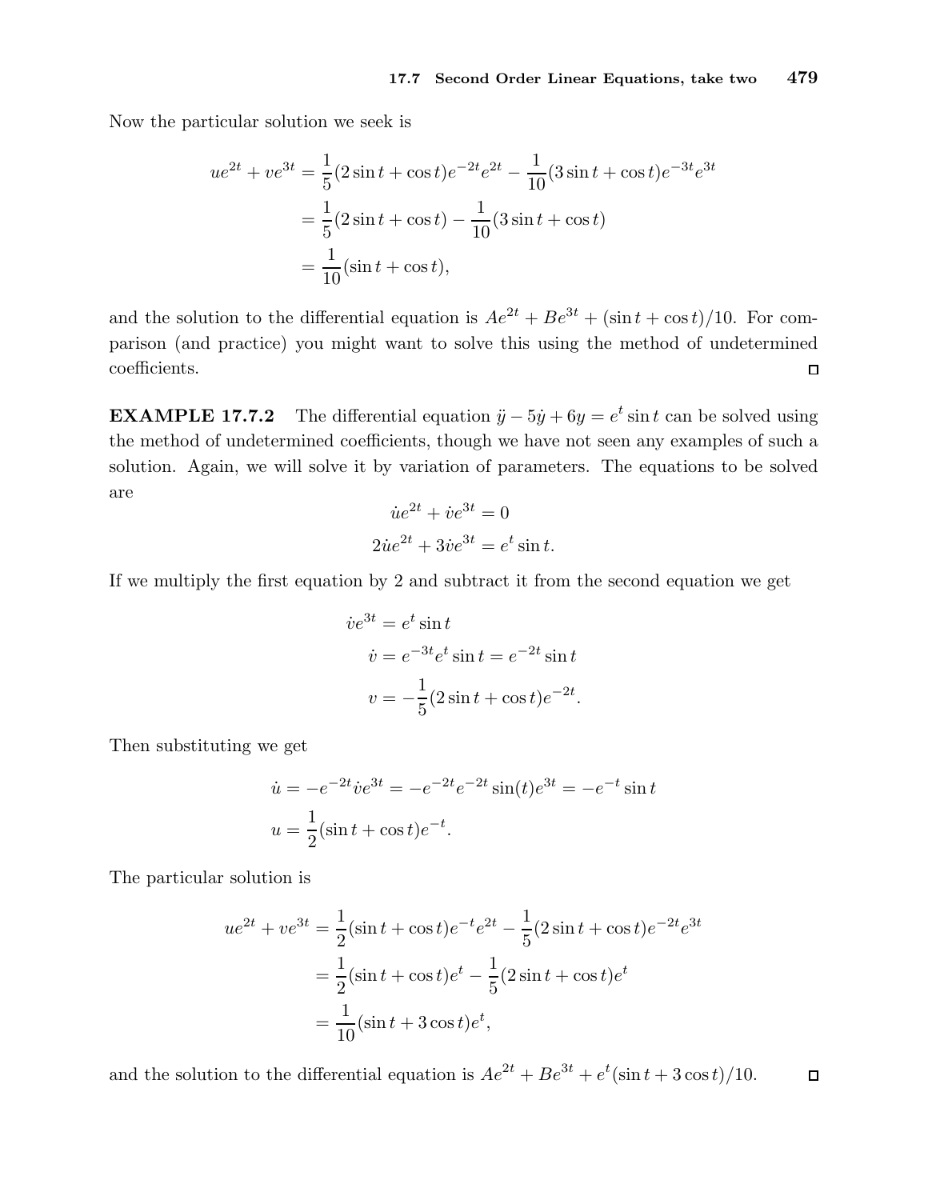Now the particular solution we seek is

$$
\begin{aligned}
ue^{2t} + ve^{3t} &= \frac{1}{5}(2\sin t + \cos t)e^{-2t}e^{2t} - \frac{1}{10}(3\sin t + \cos t)e^{-3t}e^{3t} \\
&= \frac{1}{5}(2\sin t + \cos t) - \frac{1}{10}(3\sin t + \cos t) \\
&= \frac{1}{10}(\sin t + \cos t),
\end{aligned}
$$

and the solution to the differential equation is $Ae^{2t} + Be^{3t} + (\sin t + \cos t)/10$. For comparison (and practice) you might want to solve this using the method of undetermined coefficients. □

**EXAMPLE 17.7.2** The differential equation $\ddot{y} - 5\dot{y} + 6y = e^t \sin t$ can be solved using the method of undetermined coefficients, though we have not seen any examples of such a solution. Again, we will solve it by variation of parameters. The equations to be solved are

$$
\begin{aligned}
\dot{u}e^{2t} + \dot{v}e^{3t} &= 0 \\
2\dot{u}e^{2t} + 3\dot{v}e^{3t} &= e^t \sin t.
\end{aligned}
$$

If we multiply the first equation by 2 and subtract it from the second equation we get

$$
\begin{aligned}
\dot{v}e^{3t} &= e^t \sin t \\
\dot{v} &= e^{-3t}e^t \sin t = e^{-2t}\sin t \\
v &= -\frac{1}{5}(2\sin t + \cos t)e^{-2t}.
\end{aligned}
$$

Then substituting we get

$$
\begin{aligned}
\dot{u} &= -e^{-2t}\dot{v}e^{3t} = -e^{-2t}e^{-2t}\sin(t)e^{3t} = -e^{-t}\sin t \\
u &= \frac{1}{2}(\sin t + \cos t)e^{-t}.
\end{aligned}
$$

The particular solution is

$$
\begin{aligned}
ue^{2t} + ve^{3t} &= \frac{1}{2}(\sin t + \cos t)e^{-t}e^{2t} - \frac{1}{5}(2\sin t + \cos t)e^{-2t}e^{3t} \\
&= \frac{1}{2}(\sin t + \cos t)e^{t} - \frac{1}{5}(2\sin t + \cos t)e^{t} \\
&= \frac{1}{10}(\sin t + 3\cos t)e^{t},
\end{aligned}
$$

and the solution to the differential equation is $Ae^{2t} + Be^{3t} + e^t(\sin t + 3\cos t)/10$. □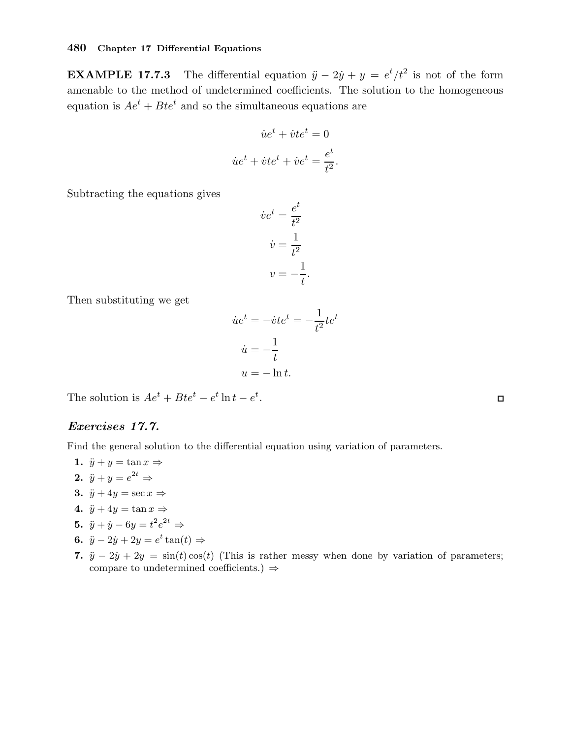**EXAMPLE 17.7.3** The differential equation $\ddot{y} - 2\dot{y} + y = e^t/t^2$ is not of the form amenable to the method of undetermined coefficients. The solution to the homogeneous equation is $Ae^t + Bte^t$ and so the simultaneous equations are

$$\dot{u}e^t + \dot{v}te^t = 0$$

$$\dot{u}e^t + \dot{v}te^t + \dot{v}e^t = \frac{e^t}{t^2}.$$

Subtracting the equations gives

$$\dot{v}e^t = \frac{e^t}{t^2}$$

$$\dot{v} = \frac{1}{t^2}$$

$$v = -\frac{1}{t}.$$

Then substituting we get

$$\dot{u}e^t = -\dot{v}te^t = -\frac{1}{t^2}te^t$$

$$\dot{u} = -\frac{1}{t}$$

$$u = -\ln t.$$

The solution is $Ae^t + Bte^t - e^t \ln t - e^t$. □

## *Exercises 17.7.*

Find the general solution to the differential equation using variation of parameters.

1. $\ddot{y} + y = \tan x \Rightarrow$
2. $\ddot{y} + y = e^{2t} \Rightarrow$
3. $\ddot{y} + 4y = \sec x \Rightarrow$
4. $\ddot{y} + 4y = \tan x \Rightarrow$
5. $\ddot{y} + \dot{y} - 6y = t^2 e^{2t} \Rightarrow$
6. $\ddot{y} - 2\dot{y} + 2y = e^t \tan(t) \Rightarrow$
7. $\ddot{y} - 2\dot{y} + 2y = \sin(t)\cos(t)$ (This is rather messy when done by variation of parameters; compare to undetermined coefficients.) $\Rightarrow$